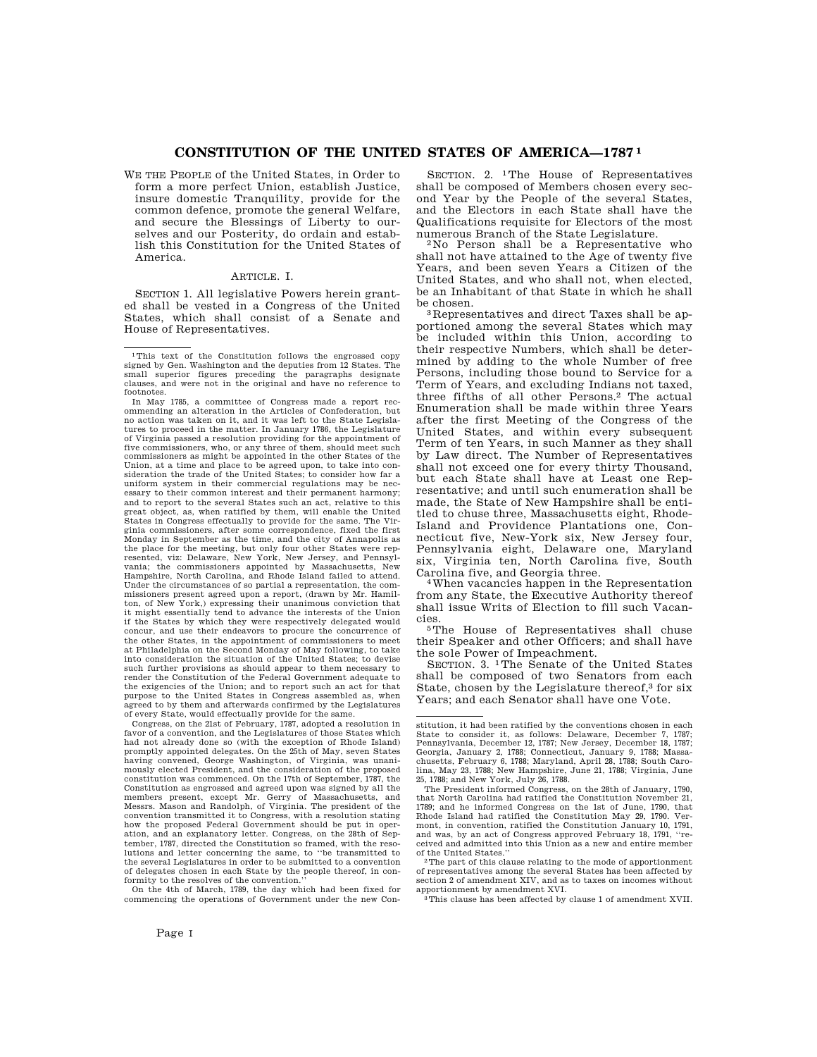# CONSTITUTION OF THE UNITED STATES OF AMERICA—1787 [1]

WE THE PEOPLE of the United States, in Order to form a more perfect Union, establish Justice, insure domestic Tranquility, provide for the common defence, promote the general Welfare, and secure the Blessings of Liberty to ourselves and our Posterity, do ordain and establish this Constitution for the United States of America.

## ARTICLE. I.

SECTION 1. All legislative Powers herein granted shall be vested in a Congress of the United States, which shall consist of a Senate and House of Representatives.

SECTION. 2. [1]The House of Representatives shall be composed of Members chosen every second Year by the People of the several States, and the Electors in each State shall have the Qualifications requisite for Electors of the most numerous Branch of the State Legislature.

[2]No Person shall be a Representative who shall not have attained to the Age of twenty five Years, and been seven Years a Citizen of the United States, and who shall not, when elected, be an Inhabitant of that State in which he shall be chosen.

[3]Representatives and direct Taxes shall be apportioned among the several States which may be included within this Union, according to their respective Numbers, which shall be determined by adding to the whole Number of free Persons, including those bound to Service for a Term of Years, and excluding Indians not taxed, three fifths of all other Persons.[2] The actual Enumeration shall be made within three Years after the first Meeting of the Congress of the United States, and within every subsequent Term of ten Years, in such Manner as they shall by Law direct. The Number of Representatives shall not exceed one for every thirty Thousand, but each State shall have at Least one Representative; and until such enumeration shall be made, the State of New Hampshire shall be entitled to chuse three, Massachusetts eight, Rhode-Island and Providence Plantations one, Connecticut five, New-York six, New Jersey four, Pennsylvania eight, Delaware one, Maryland six, Virginia ten, North Carolina five, South Carolina five, and Georgia three.

[4]When vacancies happen in the Representation from any State, the Executive Authority thereof shall issue Writs of Election to fill such Vacancies.

[5]The House of Representatives shall chuse their Speaker and other Officers; and shall have the sole Power of Impeachment.

SECTION. 3. [1]The Senate of the United States shall be composed of two Senators from each State, chosen by the Legislature thereof,[3] for six Years; and each Senator shall have one Vote.

---

[1]This text of the Constitution follows the engrossed copy signed by Gen. Washington and the deputies from 12 States. The small superior figures preceding the paragraphs designate clauses, and were not in the original and have no reference to footnotes.

In May 1785, a committee of Congress made a report recommending an alteration in the Articles of Confederation, but no action was taken on it, and it was left to the State Legislatures to proceed in the matter. In January 1786, the Legislature of Virginia passed a resolution providing for the appointment of five commissioners, who, or any three of them, should meet such commissioners as might be appointed in the other States of the Union, at a time and place to be agreed upon, to take into consideration the trade of the United States; to consider how far a uniform system in their commercial regulations may be necessary to their common interest and their permanent harmony; and to report to the several States such an act, relative to this great object, as, when ratified by them, will enable the United States in Congress effectually to provide for the same. The Virginia commissioners, after some correspondence, fixed the first Monday in September as the time, and the city of Annapolis as the place for the meeting, but only four other States were represented, viz: Delaware, New York, New Jersey, and Pennsylvania; the commissioners appointed by Massachusetts, New Hampshire, North Carolina, and Rhode Island failed to attend. Under the circumstances of so partial a representation, the commissioners present agreed upon a report, (drawn by Mr. Hamilton, of New York,) expressing their unanimous conviction that it might essentially tend to advance the interests of the Union if the States by which they were respectively delegated would concur, and use their endeavors to procure the concurrence of the other States, in the appointment of commissioners to meet at Philadelphia on the Second Monday of May following, to take into consideration the situation of the United States; to devise such further provisions as should appear to them necessary to render the Constitution of the Federal Government adequate to the exigencies of the Union; and to report such an act for that purpose to the United States in Congress assembled as, when agreed to by them and afterwards confirmed by the Legislatures of every State, would effectually provide for the same.

Congress, on the 21st of February, 1787, adopted a resolution in favor of a convention, and the Legislatures of those States which had not already done so (with the exception of Rhode Island) promptly appointed delegates. On the 25th of May, seven States having convened, George Washington, of Virginia, was unanimously elected President, and the consideration of the proposed constitution was commenced. On the 17th of September, 1787, the Constitution as engrossed and agreed upon was signed by all the members present, except Mr. Gerry of Massachusetts, and Messrs. Mason and Randolph, of Virginia. The president of the convention transmitted it to Congress, with a resolution stating how the proposed Federal Government should be put in operation, and an explanatory letter. Congress, on the 28th of September, 1787, directed the Constitution so framed, with the resolutions and letter concerning the same, to "be transmitted to the several Legislatures in order to be submitted to a convention of delegates chosen in each State by the people thereof, in conformity to the resolves of the convention."

On the 4th of March, 1789, the day which had been fixed for commencing the operations of Government under the new Constitution, it had been ratified by the conventions chosen in each State to consider it, as follows: Delaware, December 7, 1787; Pennsylvania, December 12, 1787; New Jersey, December 18, 1787; Georgia, January 2, 1788; Connecticut, January 9, 1788; Massachusetts, February 6, 1788; Maryland, April 28, 1788; South Carolina, May 23, 1788; New Hampshire, June 21, 1788; Virginia, June 25, 1788; and New York, July 26, 1788.

The President informed Congress, on the 28th of January, 1790, that North Carolina had ratified the Constitution November 21, 1789; and he informed Congress on the 1st of June, 1790, that Rhode Island had ratified the Constitution May 29, 1790. Vermont, in convention, ratified the Constitution January 10, 1791, and was, by an act of Congress approved February 18, 1791, "received and admitted into this Union as a new and entire member of the United States."

[2]The part of this clause relating to the mode of apportionment of representatives among the several States has been affected by section 2 of amendment XIV, and as to taxes on incomes without apportionment by amendment XVI.

[3]This clause has been affected by clause 1 of amendment XVII.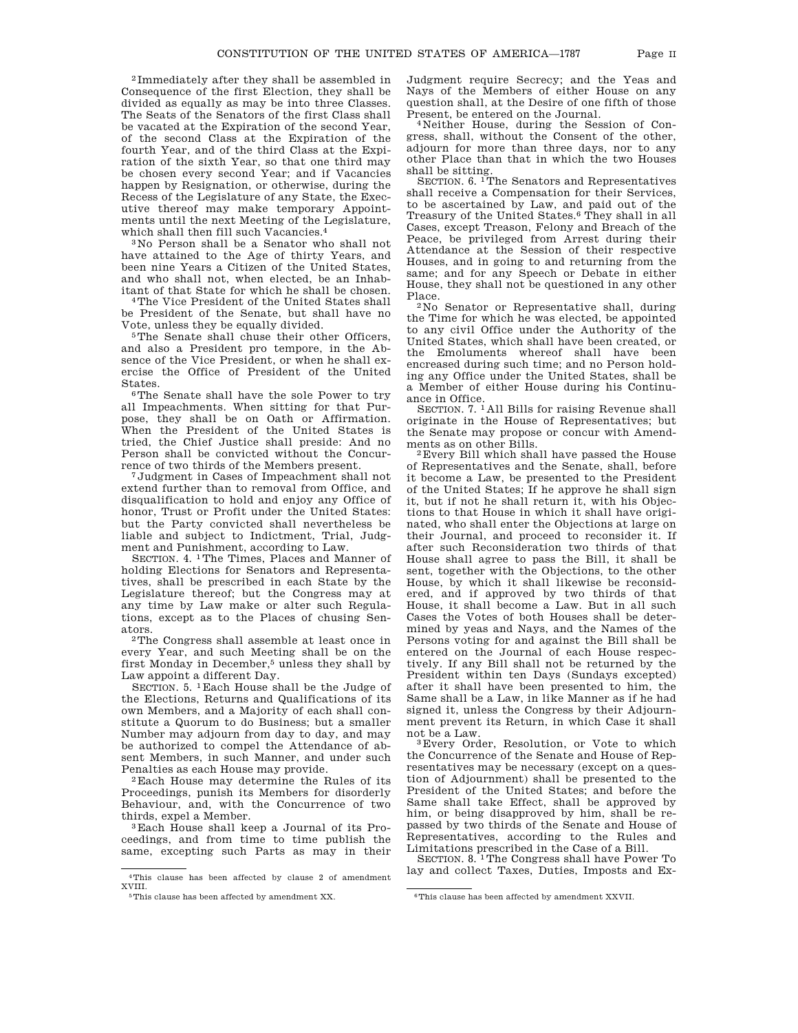[2] Immediately after they shall be assembled in Consequence of the first Election, they shall be divided as equally as may be into three Classes. The Seats of the Senators of the first Class shall be vacated at the Expiration of the second Year, of the second Class at the Expiration of the fourth Year, and of the third Class at the Expiration of the sixth Year, so that one third may be chosen every second Year; and if Vacancies happen by Resignation, or otherwise, during the Recess of the Legislature of any State, the Executive thereof may make temporary Appointments until the next Meeting of the Legislature, which shall then fill such Vacancies.[4]

[3] No Person shall be a Senator who shall not have attained to the Age of thirty Years, and been nine Years a Citizen of the United States, and who shall not, when elected, be an Inhabitant of that State for which he shall be chosen.

[4] The Vice President of the United States shall be President of the Senate, but shall have no Vote, unless they be equally divided.

[5] The Senate shall chuse their other Officers, and also a President pro tempore, in the Absence of the Vice President, or when he shall exercise the Office of President of the United States.

[6] The Senate shall have the sole Power to try all Impeachments. When sitting for that Purpose, they shall be on Oath or Affirmation. When the President of the United States is tried, the Chief Justice shall preside: And no Person shall be convicted without the Concurrence of two thirds of the Members present.

[7] Judgment in Cases of Impeachment shall not extend further than to removal from Office, and disqualification to hold and enjoy any Office of honor, Trust or Profit under the United States: but the Party convicted shall nevertheless be liable and subject to Indictment, Trial, Judgment and Punishment, according to Law.

SECTION. 4. [1] The Times, Places and Manner of holding Elections for Senators and Representatives, shall be prescribed in each State by the Legislature thereof; but the Congress may at any time by Law make or alter such Regulations, except as to the Places of chusing Senators.

[2] The Congress shall assemble at least once in every Year, and such Meeting shall be on the first Monday in December,[5] unless they shall by Law appoint a different Day.

SECTION. 5. [1] Each House shall be the Judge of the Elections, Returns and Qualifications of its own Members, and a Majority of each shall constitute a Quorum to do Business; but a smaller Number may adjourn from day to day, and may be authorized to compel the Attendance of absent Members, in such Manner, and under such Penalties as each House may provide.

[2] Each House may determine the Rules of its Proceedings, punish its Members for disorderly Behaviour, and, with the Concurrence of two thirds, expel a Member.

[3] Each House shall keep a Journal of its Proceedings, and from time to time publish the same, excepting such Parts as may in their Judgment require Secrecy; and the Yeas and Nays of the Members of either House on any question shall, at the Desire of one fifth of those Present, be entered on the Journal.

[4] Neither House, during the Session of Congress, shall, without the Consent of the other, adjourn for more than three days, nor to any other Place than that in which the two Houses shall be sitting.

SECTION. 6. [1] The Senators and Representatives shall receive a Compensation for their Services, to be ascertained by Law, and paid out of the Treasury of the United States.[6] They shall in all Cases, except Treason, Felony and Breach of the Peace, be privileged from Arrest during their Attendance at the Session of their respective Houses, and in going to and returning from the same; and for any Speech or Debate in either House, they shall not be questioned in any other Place.

[2] No Senator or Representative shall, during the Time for which he was elected, be appointed to any civil Office under the Authority of the United States, which shall have been created, or the Emoluments whereof shall have been encreased during such time; and no Person holding any Office under the United States, shall be a Member of either House during his Continuance in Office.

SECTION. 7. [1] All Bills for raising Revenue shall originate in the House of Representatives; but the Senate may propose or concur with Amendments as on other Bills.

[2] Every Bill which shall have passed the House of Representatives and the Senate, shall, before it become a Law, be presented to the President of the United States; If he approve he shall sign it, but if not he shall return it, with his Objections to that House in which it shall have originated, who shall enter the Objections at large on their Journal, and proceed to reconsider it. If after such Reconsideration two thirds of that House shall agree to pass the Bill, it shall be sent, together with the Objections, to the other House, by which it shall likewise be reconsidered, and if approved by two thirds of that House, it shall become a Law. But in all such Cases the Votes of both Houses shall be determined by yeas and Nays, and the Names of the Persons voting for and against the Bill shall be entered on the Journal of each House respectively. If any Bill shall not be returned by the President within ten Days (Sundays excepted) after it shall have been presented to him, the Same shall be a Law, in like Manner as if he had signed it, unless the Congress by their Adjournment prevent its Return, in which Case it shall not be a Law.

[3] Every Order, Resolution, or Vote to which the Concurrence of the Senate and House of Representatives may be necessary (except on a question of Adjournment) shall be presented to the President of the United States; and before the Same shall take Effect, shall be approved by him, or being disapproved by him, shall be repassed by two thirds of the Senate and House of Representatives, according to the Rules and Limitations prescribed in the Case of a Bill.

SECTION. 8. [1] The Congress shall have Power To lay and collect Taxes, Duties, Imposts and Ex-

---

[4] This clause has been affected by clause 2 of amendment XVIII.

[5] This clause has been affected by amendment XX.

[6] This clause has been affected by amendment XXVII.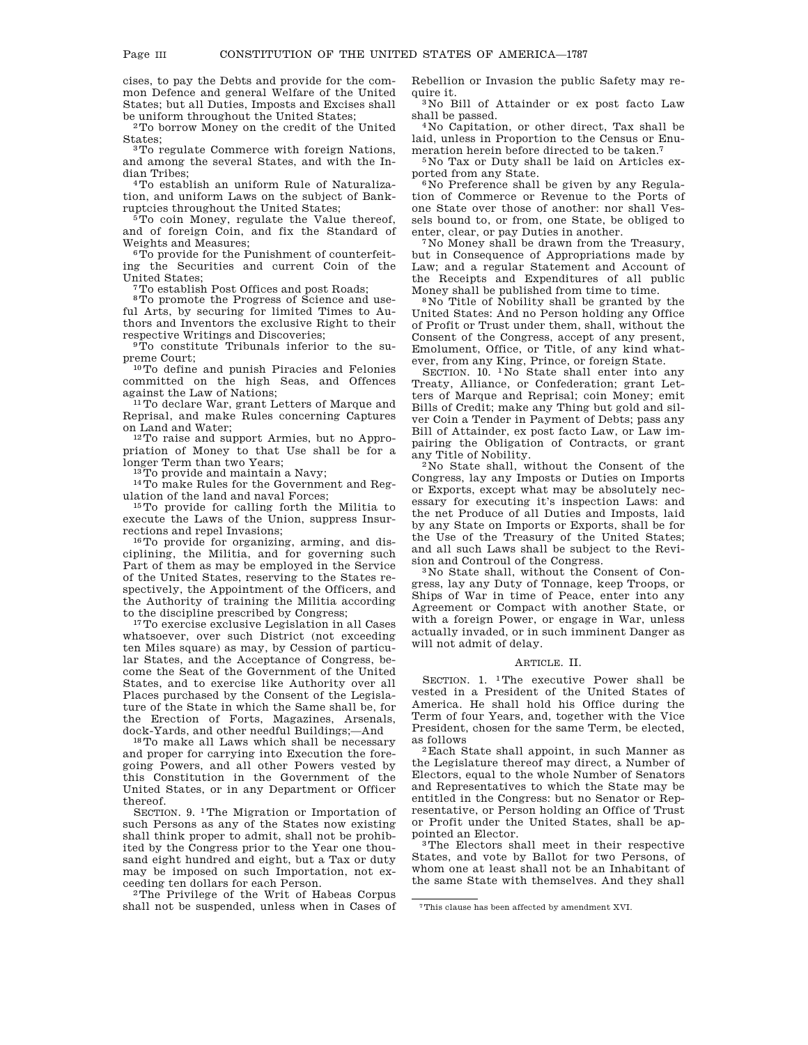cises, to pay the Debts and provide for the common Defence and general Welfare of the United States; but all Duties, Imposts and Excises shall be uniform throughout the United States;

[2] To borrow Money on the credit of the United States;

[3] To regulate Commerce with foreign Nations, and among the several States, and with the Indian Tribes;

[4] To establish an uniform Rule of Naturalization, and uniform Laws on the subject of Bankruptcies throughout the United States;

[5] To coin Money, regulate the Value thereof, and of foreign Coin, and fix the Standard of Weights and Measures;

[6] To provide for the Punishment of counterfeiting the Securities and current Coin of the United States;

[7] To establish Post Offices and post Roads;

[8] To promote the Progress of Science and useful Arts, by securing for limited Times to Authors and Inventors the exclusive Right to their respective Writings and Discoveries;

[9] To constitute Tribunals inferior to the supreme Court;

[10] To define and punish Piracies and Felonies committed on the high Seas, and Offences against the Law of Nations;

[11] To declare War, grant Letters of Marque and Reprisal, and make Rules concerning Captures on Land and Water;

[12] To raise and support Armies, but no Appropriation of Money to that Use shall be for a longer Term than two Years;

[13] To provide and maintain a Navy;

[14] To make Rules for the Government and Regulation of the land and naval Forces;

[15] To provide for calling forth the Militia to execute the Laws of the Union, suppress Insurrections and repel Invasions;

[16] To provide for organizing, arming, and disciplining, the Militia, and for governing such Part of them as may be employed in the Service of the United States, reserving to the States respectively, the Appointment of the Officers, and the Authority of training the Militia according to the discipline prescribed by Congress;

[17] To exercise exclusive Legislation in all Cases whatsoever, over such District (not exceeding ten Miles square) as may, by Cession of particular States, and the Acceptance of Congress, become the Seat of the Government of the United States, and to exercise like Authority over all Places purchased by the Consent of the Legislature of the State in which the Same shall be, for the Erection of Forts, Magazines, Arsenals, dock-Yards, and other needful Buildings;—And

[18] To make all Laws which shall be necessary and proper for carrying into Execution the foregoing Powers, and all other Powers vested by this Constitution in the Government of the United States, or in any Department or Officer thereof.

SECTION. 9. [1] The Migration or Importation of such Persons as any of the States now existing shall think proper to admit, shall not be prohibited by the Congress prior to the Year one thousand eight hundred and eight, but a Tax or duty may be imposed on such Importation, not exceeding ten dollars for each Person.

[2] The Privilege of the Writ of Habeas Corpus shall not be suspended, unless when in Cases of Rebellion or Invasion the public Safety may require it.

[3] No Bill of Attainder or ex post facto Law shall be passed.

[4] No Capitation, or other direct, Tax shall be laid, unless in Proportion to the Census or Enumeration herein before directed to be taken.[7]

[5] No Tax or Duty shall be laid on Articles exported from any State.

[6] No Preference shall be given by any Regulation of Commerce or Revenue to the Ports of one State over those of another: nor shall Vessels bound to, or from, one State, be obliged to enter, clear, or pay Duties in another.

[7] No Money shall be drawn from the Treasury, but in Consequence of Appropriations made by Law; and a regular Statement and Account of the Receipts and Expenditures of all public Money shall be published from time to time.

[8] No Title of Nobility shall be granted by the United States: And no Person holding any Office of Profit or Trust under them, shall, without the Consent of the Congress, accept of any present, Emolument, Office, or Title, of any kind whatever, from any King, Prince, or foreign State.

SECTION. 10. [1] No State shall enter into any Treaty, Alliance, or Confederation; grant Letters of Marque and Reprisal; coin Money; emit Bills of Credit; make any Thing but gold and silver Coin a Tender in Payment of Debts; pass any Bill of Attainder, ex post facto Law, or Law impairing the Obligation of Contracts, or grant any Title of Nobility.

[2] No State shall, without the Consent of the Congress, lay any Imposts or Duties on Imports or Exports, except what may be absolutely necessary for executing it's inspection Laws: and the net Produce of all Duties and Imposts, laid by any State on Imports or Exports, shall be for the Use of the Treasury of the United States; and all such Laws shall be subject to the Revision and Controul of the Congress.

[3] No State shall, without the Consent of Congress, lay any Duty of Tonnage, keep Troops, or Ships of War in time of Peace, enter into any Agreement or Compact with another State, or with a foreign Power, or engage in War, unless actually invaded, or in such imminent Danger as will not admit of delay.

## ARTICLE. II.

SECTION. 1. [1] The executive Power shall be vested in a President of the United States of America. He shall hold his Office during the Term of four Years, and, together with the Vice President, chosen for the same Term, be elected, as follows

[2] Each State shall appoint, in such Manner as the Legislature thereof may direct, a Number of Electors, equal to the whole Number of Senators and Representatives to which the State may be entitled in the Congress: but no Senator or Representative, or Person holding an Office of Trust or Profit under the United States, shall be appointed an Elector.

[3] The Electors shall meet in their respective States, and vote by Ballot for two Persons, of whom one at least shall not be an Inhabitant of the same State with themselves. And they shall

---

[7] This clause has been affected by amendment XVI.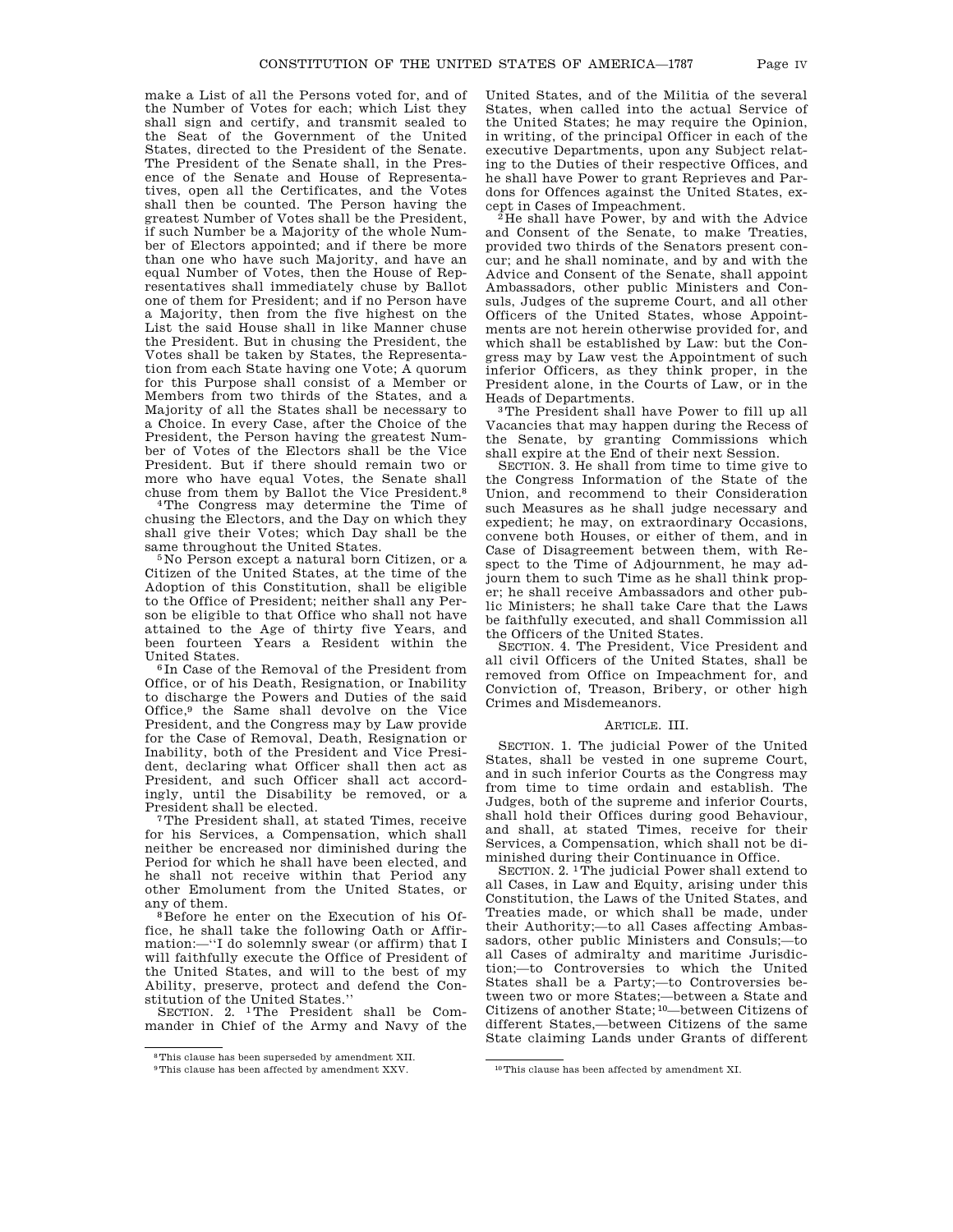make a List of all the Persons voted for, and of the Number of Votes for each; which List they shall sign and certify, and transmit sealed to the Seat of the Government of the United States, directed to the President of the Senate. The President of the Senate shall, in the Presence of the Senate and House of Representatives, open all the Certificates, and the Votes shall then be counted. The Person having the greatest Number of Votes shall be the President, if such Number be a Majority of the whole Number of Electors appointed; and if there be more than one who have such Majority, and have an equal Number of Votes, then the House of Representatives shall immediately chuse by Ballot one of them for President; and if no Person have a Majority, then from the five highest on the List the said House shall in like Manner chuse the President. But in chusing the President, the Votes shall be taken by States, the Representation from each State having one Vote; A quorum for this Purpose shall consist of a Member or Members from two thirds of the States, and a Majority of all the States shall be necessary to a Choice. In every Case, after the Choice of the President, the Person having the greatest Number of Votes of the Electors shall be the Vice President. But if there should remain two or more who have equal Votes, the Senate shall chuse from them by Ballot the Vice President.[8]

[4] The Congress may determine the Time of chusing the Electors, and the Day on which they shall give their Votes; which Day shall be the same throughout the United States.

[5] No Person except a natural born Citizen, or a Citizen of the United States, at the time of the Adoption of this Constitution, shall be eligible to the Office of President; neither shall any Person be eligible to that Office who shall not have attained to the Age of thirty five Years, and been fourteen Years a Resident within the United States.

[6] In Case of the Removal of the President from Office, or of his Death, Resignation, or Inability to discharge the Powers and Duties of the said Office,[9] the Same shall devolve on the Vice President, and the Congress may by Law provide for the Case of Removal, Death, Resignation or Inability, both of the President and Vice President, declaring what Officer shall then act as President, and such Officer shall act accordingly, until the Disability be removed, or a President shall be elected.

[7] The President shall, at stated Times, receive for his Services, a Compensation, which shall neither be encreased nor diminished during the Period for which he shall have been elected, and he shall not receive within that Period any other Emolument from the United States, or any of them.

[8] Before he enter on the Execution of his Office, he shall take the following Oath or Affirmation:—''I do solemnly swear (or affirm) that I will faithfully execute the Office of President of the United States, and will to the best of my Ability, preserve, protect and defend the Constitution of the United States.''

SECTION. 2. [1] The President shall be Commander in Chief of the Army and Navy of the United States, and of the Militia of the several States, when called into the actual Service of the United States; he may require the Opinion, in writing, of the principal Officer in each of the executive Departments, upon any Subject relating to the Duties of their respective Offices, and he shall have Power to grant Reprieves and Pardons for Offences against the United States, except in Cases of Impeachment.

[2] He shall have Power, by and with the Advice and Consent of the Senate, to make Treaties, provided two thirds of the Senators present concur; and he shall nominate, and by and with the Advice and Consent of the Senate, shall appoint Ambassadors, other public Ministers and Consuls, Judges of the supreme Court, and all other Officers of the United States, whose Appointments are not herein otherwise provided for, and which shall be established by Law: but the Congress may by Law vest the Appointment of such inferior Officers, as they think proper, in the President alone, in the Courts of Law, or in the Heads of Departments.

[3] The President shall have Power to fill up all Vacancies that may happen during the Recess of the Senate, by granting Commissions which shall expire at the End of their next Session.

SECTION. 3. He shall from time to time give to the Congress Information of the State of the Union, and recommend to their Consideration such Measures as he shall judge necessary and expedient; he may, on extraordinary Occasions, convene both Houses, or either of them, and in Case of Disagreement between them, with Respect to the Time of Adjournment, he may adjourn them to such Time as he shall think proper; he shall receive Ambassadors and other public Ministers; he shall take Care that the Laws be faithfully executed, and shall Commission all the Officers of the United States.

SECTION. 4. The President, Vice President and all civil Officers of the United States, shall be removed from Office on Impeachment for, and Conviction of, Treason, Bribery, or other high Crimes and Misdemeanors.

## ARTICLE. III.

SECTION. 1. The judicial Power of the United States, shall be vested in one supreme Court, and in such inferior Courts as the Congress may from time to time ordain and establish. The Judges, both of the supreme and inferior Courts, shall hold their Offices during good Behaviour, and shall, at stated Times, receive for their Services, a Compensation, which shall not be diminished during their Continuance in Office.

SECTION. 2. [1] The judicial Power shall extend to all Cases, in Law and Equity, arising under this Constitution, the Laws of the United States, and Treaties made, or which shall be made, under their Authority;—to all Cases affecting Ambassadors, other public Ministers and Consuls;—to all Cases of admiralty and maritime Jurisdiction;—to Controversies to which the United States shall be a Party;—to Controversies between two or more States;—between a State and Citizens of another State;[10]—between Citizens of different States,—between Citizens of the same State claiming Lands under Grants of different

---

[8] This clause has been superseded by amendment XII.

[9] This clause has been affected by amendment XXV.

[10] This clause has been affected by amendment XI.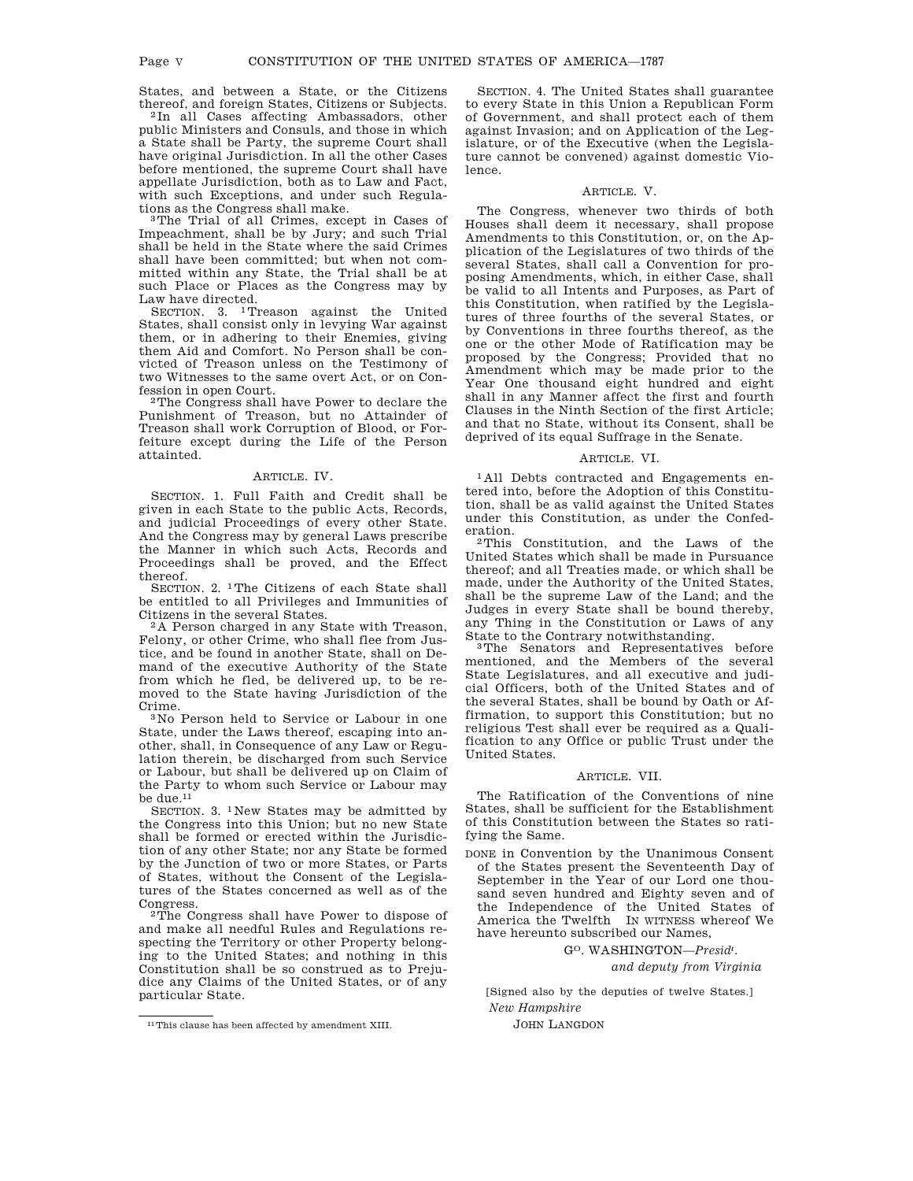States, and between a State, or the Citizens thereof, and foreign States, Citizens or Subjects.

[2] In all Cases affecting Ambassadors, other public Ministers and Consuls, and those in which a State shall be Party, the supreme Court shall have original Jurisdiction. In all the other Cases before mentioned, the supreme Court shall have appellate Jurisdiction, both as to Law and Fact, with such Exceptions, and under such Regulations as the Congress shall make.

[3] The Trial of all Crimes, except in Cases of Impeachment, shall be by Jury; and such Trial shall be held in the State where the said Crimes shall have been committed; but when not committed within any State, the Trial shall be at such Place or Places as the Congress may by Law have directed.

SECTION. 3. [1] Treason against the United States, shall consist only in levying War against them, or in adhering to their Enemies, giving them Aid and Comfort. No Person shall be convicted of Treason unless on the Testimony of two Witnesses to the same overt Act, or on Confession in open Court.

[2] The Congress shall have Power to declare the Punishment of Treason, but no Attainder of Treason shall work Corruption of Blood, or Forfeiture except during the Life of the Person attainted.

## ARTICLE. IV.

SECTION. 1. Full Faith and Credit shall be given in each State to the public Acts, Records, and judicial Proceedings of every other State. And the Congress may by general Laws prescribe the Manner in which such Acts, Records and Proceedings shall be proved, and the Effect thereof.

SECTION. 2. [1] The Citizens of each State shall be entitled to all Privileges and Immunities of Citizens in the several States.

[2] A Person charged in any State with Treason, Felony, or other Crime, who shall flee from Justice, and be found in another State, shall on Demand of the executive Authority of the State from which he fled, be delivered up, to be removed to the State having Jurisdiction of the Crime.

[3] No Person held to Service or Labour in one State, under the Laws thereof, escaping into another, shall, in Consequence of any Law or Regulation therein, be discharged from such Service or Labour, but shall be delivered up on Claim of the Party to whom such Service or Labour may be due.[11]

SECTION. 3. [1] New States may be admitted by the Congress into this Union; but no new State shall be formed or erected within the Jurisdiction of any other State; nor any State be formed by the Junction of two or more States, or Parts of States, without the Consent of the Legislatures of the States concerned as well as of the Congress.

[2] The Congress shall have Power to dispose of and make all needful Rules and Regulations respecting the Territory or other Property belonging to the United States; and nothing in this Constitution shall be so construed as to Prejudice any Claims of the United States, or of any particular State.

SECTION. 4. The United States shall guarantee to every State in this Union a Republican Form of Government, and shall protect each of them against Invasion; and on Application of the Legislature, or of the Executive (when the Legislature cannot be convened) against domestic Violence.

## ARTICLE. V.

The Congress, whenever two thirds of both Houses shall deem it necessary, shall propose Amendments to this Constitution, or, on the Application of the Legislatures of two thirds of the several States, shall call a Convention for proposing Amendments, which, in either Case, shall be valid to all Intents and Purposes, as Part of this Constitution, when ratified by the Legislatures of three fourths of the several States, or by Conventions in three fourths thereof, as the one or the other Mode of Ratification may be proposed by the Congress; Provided that no Amendment which may be made prior to the Year One thousand eight hundred and eight shall in any Manner affect the first and fourth Clauses in the Ninth Section of the first Article; and that no State, without its Consent, shall be deprived of its equal Suffrage in the Senate.

## ARTICLE. VI.

[1] All Debts contracted and Engagements entered into, before the Adoption of this Constitution, shall be as valid against the United States under this Constitution, as under the Confederation.

[2] This Constitution, and the Laws of the United States which shall be made in Pursuance thereof; and all Treaties made, or which shall be made, under the Authority of the United States, shall be the supreme Law of the Land; and the Judges in every State shall be bound thereby, any Thing in the Constitution or Laws of any State to the Contrary notwithstanding.

[3] The Senators and Representatives before mentioned, and the Members of the several State Legislatures, and all executive and judicial Officers, both of the United States and of the several States, shall be bound by Oath or Affirmation, to support this Constitution; but no religious Test shall ever be required as a Qualification to any Office or public Trust under the United States.

## ARTICLE. VII.

The Ratification of the Conventions of nine States, shall be sufficient for the Establishment of this Constitution between the States so ratifying the Same.

DONE in Convention by the Unanimous Consent of the States present the Seventeenth Day of September in the Year of our Lord one thousand seven hundred and Eighty seven and of the Independence of the United States of America the Twelfth IN WITNESS whereof We have hereunto subscribed our Names,

G[O]. WASHINGTON—*Presid[t]*.
*and deputy from Virginia*

[Signed also by the deputies of twelve States.]

*New Hampshire*

JOHN LANGDON

---

[11] This clause has been affected by amendment XIII.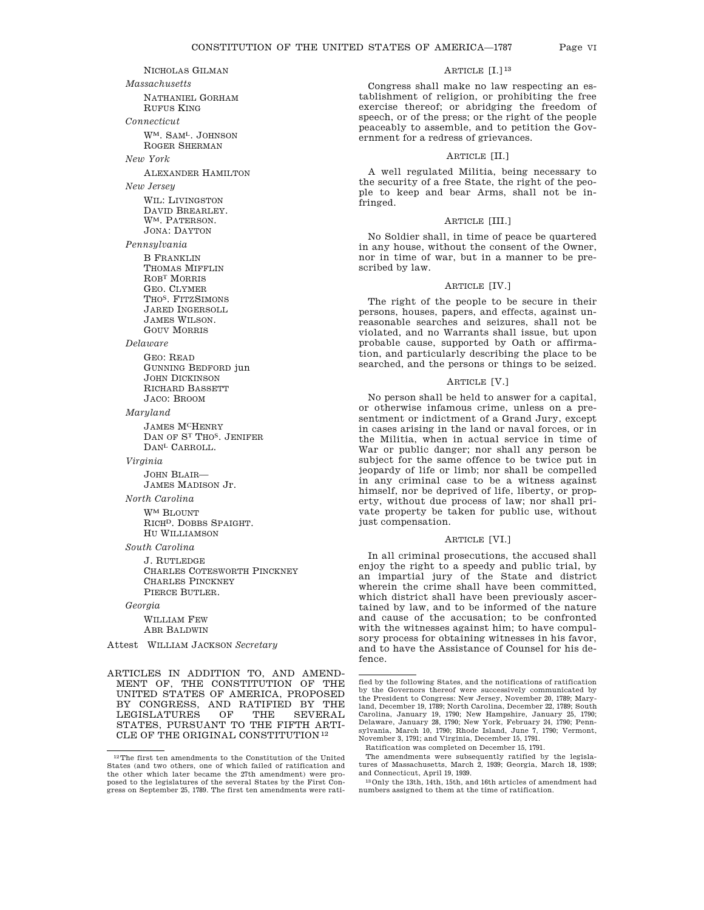NICHOLAS GILMAN

*Massachusetts*

NATHANIEL GORHAM
RUFUS KING

*Connecticut*

WM. SAML. JOHNSON
ROGER SHERMAN

*New York*

ALEXANDER HAMILTON

*New Jersey*

WIL: LIVINGSTON
DAVID BREARLEY.
WM. PATERSON.
JONA: DAYTON

*Pennsylvania*

B FRANKLIN
THOMAS MIFFLIN
ROBT MORRIS
GEO. CLYMER
THOS. FITZSIMONS
JARED INGERSOLL
JAMES WILSON.
GOUV MORRIS

*Delaware*

GEO: READ
GUNNING BEDFORD jun
JOHN DICKINSON
RICHARD BASSETT
JACO: BROOM

*Maryland*

JAMES MCHENRY
DAN OF ST THOS. JENIFER
DANL CARROLL.

*Virginia*

JOHN BLAIR—
JAMES MADISON Jr.

*North Carolina*

WM BLOUNT
RICHD. DOBBS SPAIGHT.
HU WILLIAMSON

*South Carolina*

J. RUTLEDGE
CHARLES COTESWORTH PINCKNEY
CHARLES PINCKNEY
PIERCE BUTLER.

*Georgia*

WILLIAM FEW
ABR BALDWIN

Attest WILLIAM JACKSON *Secretary*

## ARTICLES IN ADDITION TO, AND AMENDMENT OF, THE CONSTITUTION OF THE UNITED STATES OF AMERICA, PROPOSED BY CONGRESS, AND RATIFIED BY THE LEGISLATURES OF THE SEVERAL STATES, PURSUANT TO THE FIFTH ARTICLE OF THE ORIGINAL CONSTITUTION [12]

### ARTICLE [I.] [13]

Congress shall make no law respecting an establishment of religion, or prohibiting the free exercise thereof; or abridging the freedom of speech, or of the press; or the right of the people peaceably to assemble, and to petition the Government for a redress of grievances.

### ARTICLE [II.]

A well regulated Militia, being necessary to the security of a free State, the right of the people to keep and bear Arms, shall not be infringed.

### ARTICLE [III.]

No Soldier shall, in time of peace be quartered in any house, without the consent of the Owner, nor in time of war, but in a manner to be prescribed by law.

### ARTICLE [IV.]

The right of the people to be secure in their persons, houses, papers, and effects, against unreasonable searches and seizures, shall not be violated, and no Warrants shall issue, but upon probable cause, supported by Oath or affirmation, and particularly describing the place to be searched, and the persons or things to be seized.

### ARTICLE [V.]

No person shall be held to answer for a capital, or otherwise infamous crime, unless on a presentment or indictment of a Grand Jury, except in cases arising in the land or naval forces, or in the Militia, when in actual service in time of War or public danger; nor shall any person be subject for the same offence to be twice put in jeopardy of life or limb; nor shall be compelled in any criminal case to be a witness against himself, nor be deprived of life, liberty, or property, without due process of law; nor shall private property be taken for public use, without just compensation.

### ARTICLE [VI.]

In all criminal prosecutions, the accused shall enjoy the right to a speedy and public trial, by an impartial jury of the State and district wherein the crime shall have been committed, which district shall have been previously ascertained by law, and to be informed of the nature and cause of the accusation; to be confronted with the witnesses against him; to have compulsory process for obtaining witnesses in his favor, and to have the Assistance of Counsel for his defence.

---

[12] The first ten amendments to the Constitution of the United States (and two others, one of which failed of ratification and the other which later became the 27th amendment) were proposed to the legislatures of the several States by the First Congress on September 25, 1789. The first ten amendments were ratified by the following States, and the notifications of ratification by the Governors thereof were successively communicated by the President to Congress: New Jersey, November 20, 1789; Maryland, December 19, 1789; North Carolina, December 22, 1789; South Carolina, January 19, 1790; New Hampshire, January 25, 1790; Delaware, January 28, 1790; New York, February 24, 1790; Pennsylvania, March 10, 1790; Rhode Island, June 7, 1790; Vermont, November 3, 1791; and Virginia, December 15, 1791.

Ratification was completed on December 15, 1791.

The amendments were subsequently ratified by the legislatures of Massachusetts, March 2, 1939; Georgia, March 18, 1939; and Connecticut, April 19, 1939.

[13] Only the 13th, 14th, 15th, and 16th articles of amendment had numbers assigned to them at the time of ratification.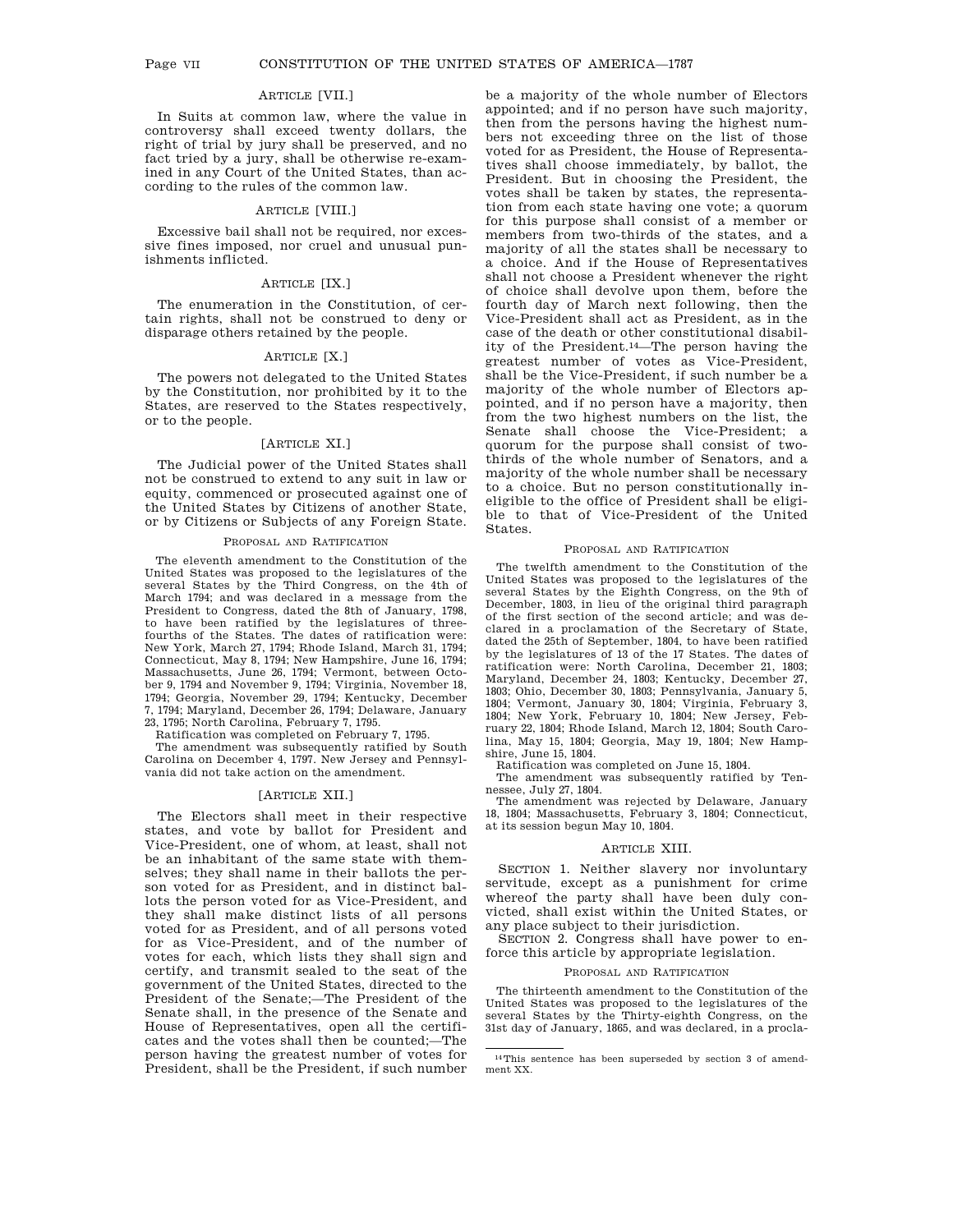### ARTICLE [VII.]

In Suits at common law, where the value in controversy shall exceed twenty dollars, the right of trial by jury shall be preserved, and no fact tried by a jury, shall be otherwise re-examined in any Court of the United States, than according to the rules of the common law.

### ARTICLE [VIII.]

Excessive bail shall not be required, nor excessive fines imposed, nor cruel and unusual punishments inflicted.

### ARTICLE [IX.]

The enumeration in the Constitution, of certain rights, shall not be construed to deny or disparage others retained by the people.

### ARTICLE [X.]

The powers not delegated to the United States by the Constitution, nor prohibited by it to the States, are reserved to the States respectively, or to the people.

### [ARTICLE XI.]

The Judicial power of the United States shall not be construed to extend to any suit in law or equity, commenced or prosecuted against one of the United States by Citizens of another State, or by Citizens or Subjects of any Foreign State.

#### PROPOSAL AND RATIFICATION

The eleventh amendment to the Constitution of the United States was proposed to the legislatures of the several States by the Third Congress, on the 4th of March 1794; and was declared in a message from the President to Congress, dated the 8th of January, 1798, to have been ratified by the legislatures of three-fourths of the States. The dates of ratification were: New York, March 27, 1794; Rhode Island, March 31, 1794; Connecticut, May 8, 1794; New Hampshire, June 16, 1794; Massachusetts, June 26, 1794; Vermont, between October 9, 1794 and November 9, 1794; Virginia, November 18, 1794; Georgia, November 29, 1794; Kentucky, December 7, 1794; Maryland, December 26, 1794; Delaware, January 23, 1795; North Carolina, February 7, 1795.

Ratification was completed on February 7, 1795.

The amendment was subsequently ratified by South Carolina on December 4, 1797. New Jersey and Pennsylvania did not take action on the amendment.

### [ARTICLE XII.]

The Electors shall meet in their respective states, and vote by ballot for President and Vice-President, one of whom, at least, shall not be an inhabitant of the same state with themselves; they shall name in their ballots the person voted for as President, and in distinct ballots the person voted for as Vice-President, and they shall make distinct lists of all persons voted for as President, and of all persons voted for as Vice-President, and of the number of votes for each, which lists they shall sign and certify, and transmit sealed to the seat of the government of the United States, directed to the President of the Senate;—The President of the Senate shall, in the presence of the Senate and House of Representatives, open all the certificates and the votes shall then be counted;—The person having the greatest number of votes for President, shall be the President, if such number be a majority of the whole number of Electors appointed; and if no person have such majority, then from the persons having the highest numbers not exceeding three on the list of those voted for as President, the House of Representatives shall choose immediately, by ballot, the President. But in choosing the President, the votes shall be taken by states, the representation from each state having one vote; a quorum for this purpose shall consist of a member or members from two-thirds of the states, and a majority of all the states shall be necessary to a choice. And if the House of Representatives shall not choose a President whenever the right of choice shall devolve upon them, before the fourth day of March next following, then the Vice-President shall act as President, as in the case of the death or other constitutional disability of the President.[14]—The person having the greatest number of votes as Vice-President, shall be the Vice-President, if such number be a majority of the whole number of Electors appointed, and if no person have a majority, then from the two highest numbers on the list, the Senate shall choose the Vice-President; a quorum for the purpose shall consist of two-thirds of the whole number of Senators, and a majority of the whole number shall be necessary to a choice. But no person constitutionally ineligible to the office of President shall be eligible to that of Vice-President of the United States.

#### PROPOSAL AND RATIFICATION

The twelfth amendment to the Constitution of the United States was proposed to the legislatures of the several States by the Eighth Congress, on the 9th of December, 1803, in lieu of the original third paragraph of the first section of the second article; and was declared in a proclamation of the Secretary of State, dated the 25th of September, 1804, to have been ratified by the legislatures of 13 of the 17 States. The dates of ratification were: North Carolina, December 21, 1803; Maryland, December 24, 1803; Kentucky, December 27, 1803; Ohio, December 30, 1803; Pennsylvania, January 5, 1804; Vermont, January 30, 1804; Virginia, February 3, 1804; New York, February 10, 1804; New Jersey, February 22, 1804; Rhode Island, March 12, 1804; South Carolina, May 15, 1804; Georgia, May 19, 1804; New Hampshire, June 15, 1804.

Ratification was completed on June 15, 1804.

The amendment was subsequently ratified by Tennessee, July 27, 1804.

The amendment was rejected by Delaware, January 18, 1804; Massachusetts, February 3, 1804; Connecticut, at its session begun May 10, 1804.

### ARTICLE XIII.

SECTION 1. Neither slavery nor involuntary servitude, except as a punishment for crime whereof the party shall have been duly convicted, shall exist within the United States, or any place subject to their jurisdiction.

SECTION 2. Congress shall have power to enforce this article by appropriate legislation.

#### PROPOSAL AND RATIFICATION

The thirteenth amendment to the Constitution of the United States was proposed to the legislatures of the several States by the Thirty-eighth Congress, on the 31st day of January, 1865, and was declared, in a procla-

---

[14] This sentence has been superseded by section 3 of amendment XX.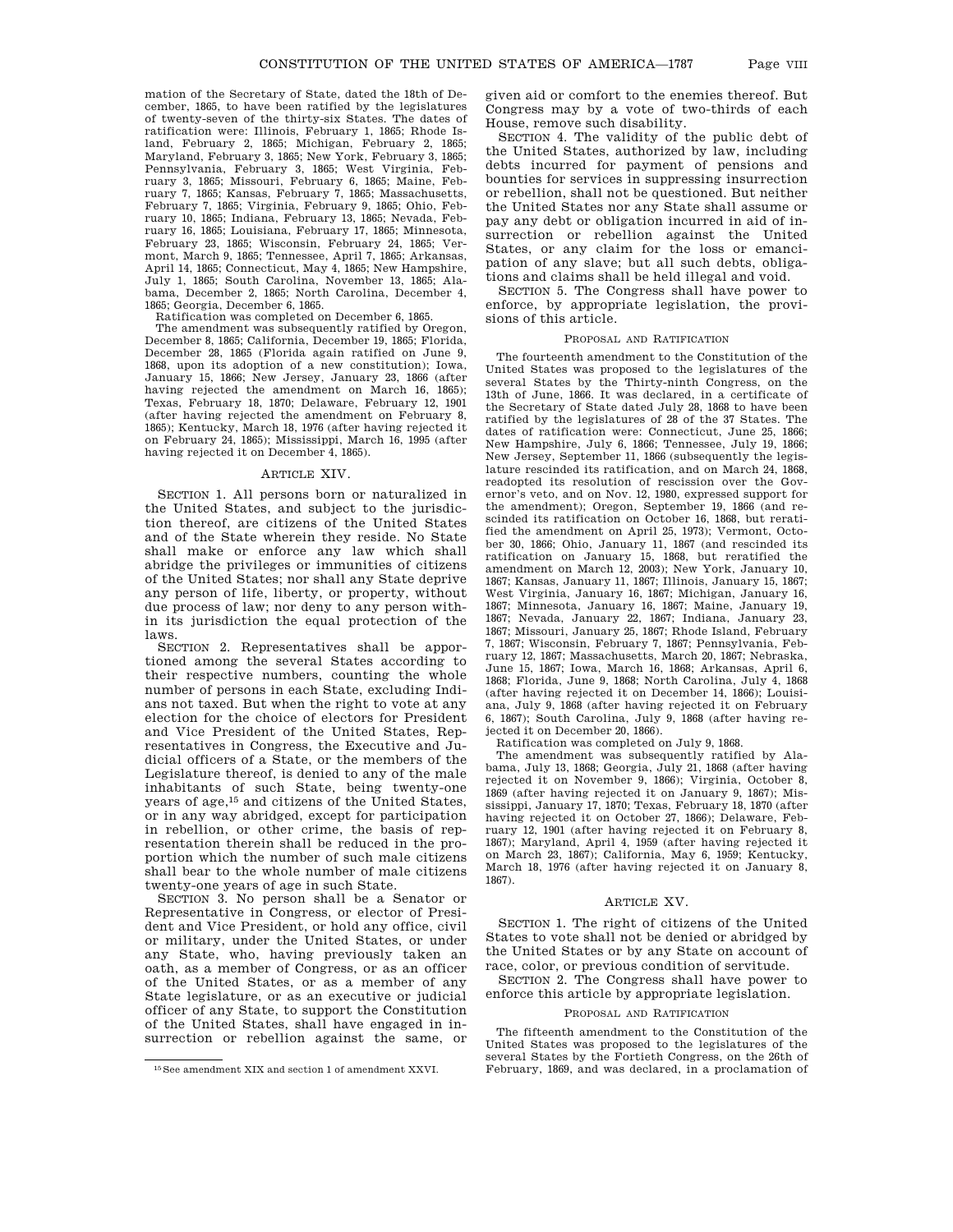mation of the Secretary of State, dated the 18th of December, 1865, to have been ratified by the legislatures of twenty-seven of the thirty-six States. The dates of ratification were: Illinois, February 1, 1865; Rhode Island, February 2, 1865; Michigan, February 2, 1865; Maryland, February 3, 1865; New York, February 3, 1865; Pennsylvania, February 3, 1865; West Virginia, February 3, 1865; Missouri, February 6, 1865; Maine, February 7, 1865; Kansas, February 7, 1865; Massachusetts, February 7, 1865; Virginia, February 9, 1865; Ohio, February 10, 1865; Indiana, February 13, 1865; Nevada, February 16, 1865; Louisiana, February 17, 1865; Minnesota, February 23, 1865; Wisconsin, February 24, 1865; Vermont, March 9, 1865; Tennessee, April 7, 1865; Arkansas, April 14, 1865; Connecticut, May 4, 1865; New Hampshire, July 1, 1865; South Carolina, November 13, 1865; Alabama, December 2, 1865; North Carolina, December 4, 1865; Georgia, December 6, 1865.

Ratification was completed on December 6, 1865.

The amendment was subsequently ratified by Oregon, December 8, 1865; California, December 19, 1865; Florida, December 28, 1865 (Florida again ratified on June 9, 1868, upon its adoption of a new constitution); Iowa, January 15, 1866; New Jersey, January 23, 1866 (after having rejected the amendment on March 16, 1865); Texas, February 18, 1870; Delaware, February 12, 1901 (after having rejected the amendment on February 8, 1865); Kentucky, March 18, 1976 (after having rejected it on February 24, 1865); Mississippi, March 16, 1995 (after having rejected it on December 4, 1865).

## ARTICLE XIV.

SECTION 1. All persons born or naturalized in the United States, and subject to the jurisdiction thereof, are citizens of the United States and of the State wherein they reside. No State shall make or enforce any law which shall abridge the privileges or immunities of citizens of the United States; nor shall any State deprive any person of life, liberty, or property, without due process of law; nor deny to any person within its jurisdiction the equal protection of the laws.

SECTION 2. Representatives shall be apportioned among the several States according to their respective numbers, counting the whole number of persons in each State, excluding Indians not taxed. But when the right to vote at any election for the choice of electors for President and Vice President of the United States, Representatives in Congress, the Executive and Judicial officers of a State, or the members of the Legislature thereof, is denied to any of the male inhabitants of such State, being twenty-one years of age,[15] and citizens of the United States, or in any way abridged, except for participation in rebellion, or other crime, the basis of representation therein shall be reduced in the proportion which the number of such male citizens shall bear to the whole number of male citizens twenty-one years of age in such State.

SECTION 3. No person shall be a Senator or Representative in Congress, or elector of President and Vice President, or hold any office, civil or military, under the United States, or under any State, who, having previously taken an oath, as a member of Congress, or as an officer of the United States, or as a member of any State legislature, or as an executive or judicial officer of any State, to support the Constitution of the United States, shall have engaged in insurrection or rebellion against the same, or given aid or comfort to the enemies thereof. But Congress may by a vote of two-thirds of each House, remove such disability.

SECTION 4. The validity of the public debt of the United States, authorized by law, including debts incurred for payment of pensions and bounties for services in suppressing insurrection or rebellion, shall not be questioned. But neither the United States nor any State shall assume or pay any debt or obligation incurred in aid of insurrection or rebellion against the United States, or any claim for the loss or emancipation of any slave; but all such debts, obligations and claims shall be held illegal and void.

SECTION 5. The Congress shall have power to enforce, by appropriate legislation, the provisions of this article.

### PROPOSAL AND RATIFICATION

The fourteenth amendment to the Constitution of the United States was proposed to the legislatures of the several States by the Thirty-ninth Congress, on the 13th of June, 1866. It was declared, in a certificate of the Secretary of State dated July 28, 1868 to have been ratified by the legislatures of 28 of the 37 States. The dates of ratification were: Connecticut, June 25, 1866; New Hampshire, July 6, 1866; Tennessee, July 19, 1866; New Jersey, September 11, 1866 (subsequently the legislature rescinded its ratification, and on March 24, 1868, readopted its resolution of rescission over the Governor's veto, and on Nov. 12, 1980, expressed support for the amendment); Oregon, September 19, 1866 (and rescinded its ratification on October 16, 1868, but reratified the amendment on April 25, 1973); Vermont, October 30, 1866; Ohio, January 11, 1867 (and rescinded its ratification on January 15, 1868, but reratified the amendment on March 12, 2003); New York, January 10, 1867; Kansas, January 11, 1867; Illinois, January 15, 1867; West Virginia, January 16, 1867; Michigan, January 16, 1867; Minnesota, January 16, 1867; Maine, January 19, 1867; Nevada, January 22, 1867; Indiana, January 23, 1867; Missouri, January 25, 1867; Rhode Island, February 7, 1867; Wisconsin, February 7, 1867; Pennsylvania, February 12, 1867; Massachusetts, March 20, 1867; Nebraska, June 15, 1867; Iowa, March 16, 1868; Arkansas, April 6, 1868; Florida, June 9, 1868; North Carolina, July 4, 1868 (after having rejected it on December 14, 1866); Louisiana, July 9, 1868 (after having rejected it on February 6, 1867); South Carolina, July 9, 1868 (after having rejected it on December 20, 1866).

Ratification was completed on July 9, 1868.

The amendment was subsequently ratified by Alabama, July 13, 1868; Georgia, July 21, 1868 (after having rejected it on November 9, 1866); Virginia, October 8, 1869 (after having rejected it on January 9, 1867); Mississippi, January 17, 1870; Texas, February 18, 1870 (after having rejected it on October 27, 1866); Delaware, February 12, 1901 (after having rejected it on February 8, 1867); Maryland, April 4, 1959 (after having rejected it on March 23, 1867); California, May 6, 1959; Kentucky, March 18, 1976 (after having rejected it on January 8, 1867).

## ARTICLE XV.

SECTION 1. The right of citizens of the United States to vote shall not be denied or abridged by the United States or by any State on account of race, color, or previous condition of servitude.

SECTION 2. The Congress shall have power to enforce this article by appropriate legislation.

### PROPOSAL AND RATIFICATION

The fifteenth amendment to the Constitution of the United States was proposed to the legislatures of the several States by the Fortieth Congress, on the 26th of February, 1869, and was declared, in a proclamation of

[15] See amendment XIX and section 1 of amendment XXVI.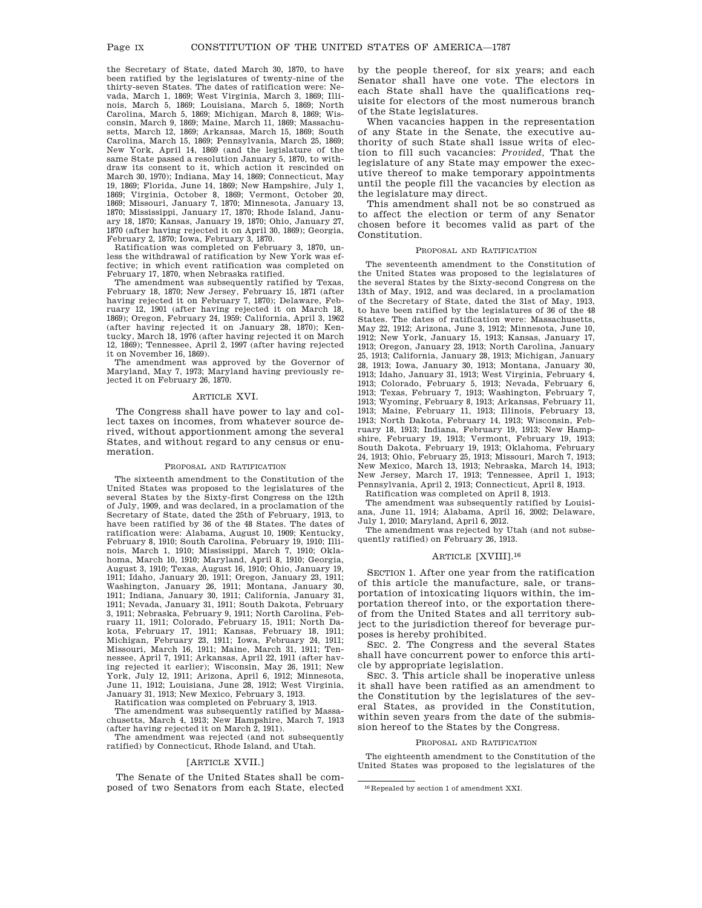the Secretary of State, dated March 30, 1870, to have been ratified by the legislatures of twenty-nine of the thirty-seven States. The dates of ratification were: Nevada, March 1, 1869; West Virginia, March 3, 1869; Illinois, March 5, 1869; Louisiana, March 5, 1869; North Carolina, March 5, 1869; Michigan, March 8, 1869; Wisconsin, March 9, 1869; Maine, March 11, 1869; Massachusetts, March 12, 1869; Arkansas, March 15, 1869; South Carolina, March 15, 1869; Pennsylvania, March 25, 1869; New York, April 14, 1869 (and the legislature of the same State passed a resolution January 5, 1870, to withdraw its consent to it, which action it rescinded on March 30, 1970); Indiana, May 14, 1869; Connecticut, May 19, 1869; Florida, June 14, 1869; New Hampshire, July 1, 1869; Virginia, October 8, 1869; Vermont, October 20, 1869; Missouri, January 7, 1870; Minnesota, January 13, 1870; Mississippi, January 17, 1870; Rhode Island, January 18, 1870; Kansas, January 19, 1870; Ohio, January 27, 1870 (after having rejected it on April 30, 1869); Georgia, February 2, 1870; Iowa, February 3, 1870.

Ratification was completed on February 3, 1870, unless the withdrawal of ratification by New York was effective; in which event ratification was completed on February 17, 1870, when Nebraska ratified.

The amendment was subsequently ratified by Texas, February 18, 1870; New Jersey, February 15, 1871 (after having rejected it on February 7, 1870); Delaware, February 12, 1901 (after having rejected it on March 18, 1869); Oregon, February 24, 1959; California, April 3, 1962 (after having rejected it on January 28, 1870); Kentucky, March 18, 1976 (after having rejected it on March 12, 1869); Tennessee, April 2, 1997 (after having rejected it on November 16, 1869).

The amendment was approved by the Governor of Maryland, May 7, 1973; Maryland having previously rejected it on February 26, 1870.

## ARTICLE XVI.

The Congress shall have power to lay and collect taxes on incomes, from whatever source derived, without apportionment among the several States, and without regard to any census or enumeration.

### PROPOSAL AND RATIFICATION

The sixteenth amendment to the Constitution of the United States was proposed to the legislatures of the several States by the Sixty-first Congress on the 12th of July, 1909, and was declared, in a proclamation of the Secretary of State, dated the 25th of February, 1913, to have been ratified by 36 of the 48 States. The dates of ratification were: Alabama, August 10, 1909; Kentucky, February 8, 1910; South Carolina, February 19, 1910; Illinois, March 1, 1910; Mississippi, March 7, 1910; Oklahoma, March 10, 1910; Maryland, April 8, 1910; Georgia, August 3, 1910; Texas, August 16, 1910; Ohio, January 19, 1911; Idaho, January 20, 1911; Oregon, January 23, 1911; Washington, January 26, 1911; Montana, January 30, 1911; Indiana, January 30, 1911; California, January 31, 1911; Nevada, January 31, 1911; South Dakota, February 3, 1911; Nebraska, February 9, 1911; North Carolina, February 11, 1911; Colorado, February 15, 1911; North Dakota, February 17, 1911; Kansas, February 18, 1911; Michigan, February 23, 1911; Iowa, February 24, 1911; Missouri, March 16, 1911; Maine, March 31, 1911; Tennessee, April 7, 1911; Arkansas, April 22, 1911 (after having rejected it earlier); Wisconsin, May 26, 1911; New York, July 12, 1911; Arizona, April 6, 1912; Minnesota, June 11, 1912; Louisiana, June 28, 1912; West Virginia, January 31, 1913; New Mexico, February 3, 1913.

Ratification was completed on February 3, 1913.

The amendment was subsequently ratified by Massachusetts, March 4, 1913; New Hampshire, March 7, 1913 (after having rejected it on March 2, 1911).

The amendment was rejected (and not subsequently ratified) by Connecticut, Rhode Island, and Utah.

## [ARTICLE XVII.]

The Senate of the United States shall be composed of two Senators from each State, elected by the people thereof, for six years; and each Senator shall have one vote. The electors in each State shall have the qualifications requisite for electors of the most numerous branch of the State legislatures.

When vacancies happen in the representation of any State in the Senate, the executive authority of such State shall issue writs of election to fill such vacancies: *Provided*, That the legislature of any State may empower the executive thereof to make temporary appointments until the people fill the vacancies by election as the legislature may direct.

This amendment shall not be so construed as to affect the election or term of any Senator chosen before it becomes valid as part of the Constitution.

### PROPOSAL AND RATIFICATION

The seventeenth amendment to the Constitution of the United States was proposed to the legislatures of the several States by the Sixty-second Congress on the 13th of May, 1912, and was declared, in a proclamation of the Secretary of State, dated the 31st of May, 1913, to have been ratified by the legislatures of 36 of the 48 States. The dates of ratification were: Massachusetts, May 22, 1912; Arizona, June 3, 1912; Minnesota, June 10, 1912; New York, January 15, 1913; Kansas, January 17, 1913; Oregon, January 23, 1913; North Carolina, January 25, 1913; California, January 28, 1913; Michigan, January 28, 1913; Iowa, January 30, 1913; Montana, January 30, 1913; Idaho, January 31, 1913; West Virginia, February 4, 1913; Colorado, February 5, 1913; Nevada, February 6, 1913; Texas, February 7, 1913; Washington, February 7, 1913; Wyoming, February 8, 1913; Arkansas, February 11, 1913; Maine, February 11, 1913; Illinois, February 13, 1913; North Dakota, February 14, 1913; Wisconsin, February 18, 1913; Indiana, February 19, 1913; New Hampshire, February 19, 1913; Vermont, February 19, 1913; South Dakota, February 19, 1913; Oklahoma, February 24, 1913; Ohio, February 25, 1913; Missouri, March 7, 1913; New Mexico, March 13, 1913; Nebraska, March 14, 1913; New Jersey, March 17, 1913; Tennessee, April 1, 1913; Pennsylvania, April 2, 1913; Connecticut, April 8, 1913.

Ratification was completed on April 8, 1913.

The amendment was subsequently ratified by Louisiana, June 11, 1914; Alabama, April 16, 2002; Delaware, July 1, 2010; Maryland, April 6, 2012.

The amendment was rejected by Utah (and not subsequently ratified) on February 26, 1913.

## ARTICLE [XVIII].[16]

SECTION 1. After one year from the ratification of this article the manufacture, sale, or transportation of intoxicating liquors within, the importation thereof into, or the exportation thereof from the United States and all territory subject to the jurisdiction thereof for beverage purposes is hereby prohibited.

SEC. 2. The Congress and the several States shall have concurrent power to enforce this article by appropriate legislation.

SEC. 3. This article shall be inoperative unless it shall have been ratified as an amendment to the Constitution by the legislatures of the several States, as provided in the Constitution, within seven years from the date of the submission hereof to the States by the Congress.

### PROPOSAL AND RATIFICATION

The eighteenth amendment to the Constitution of the United States was proposed to the legislatures of the

[16] Repealed by section 1 of amendment XXI.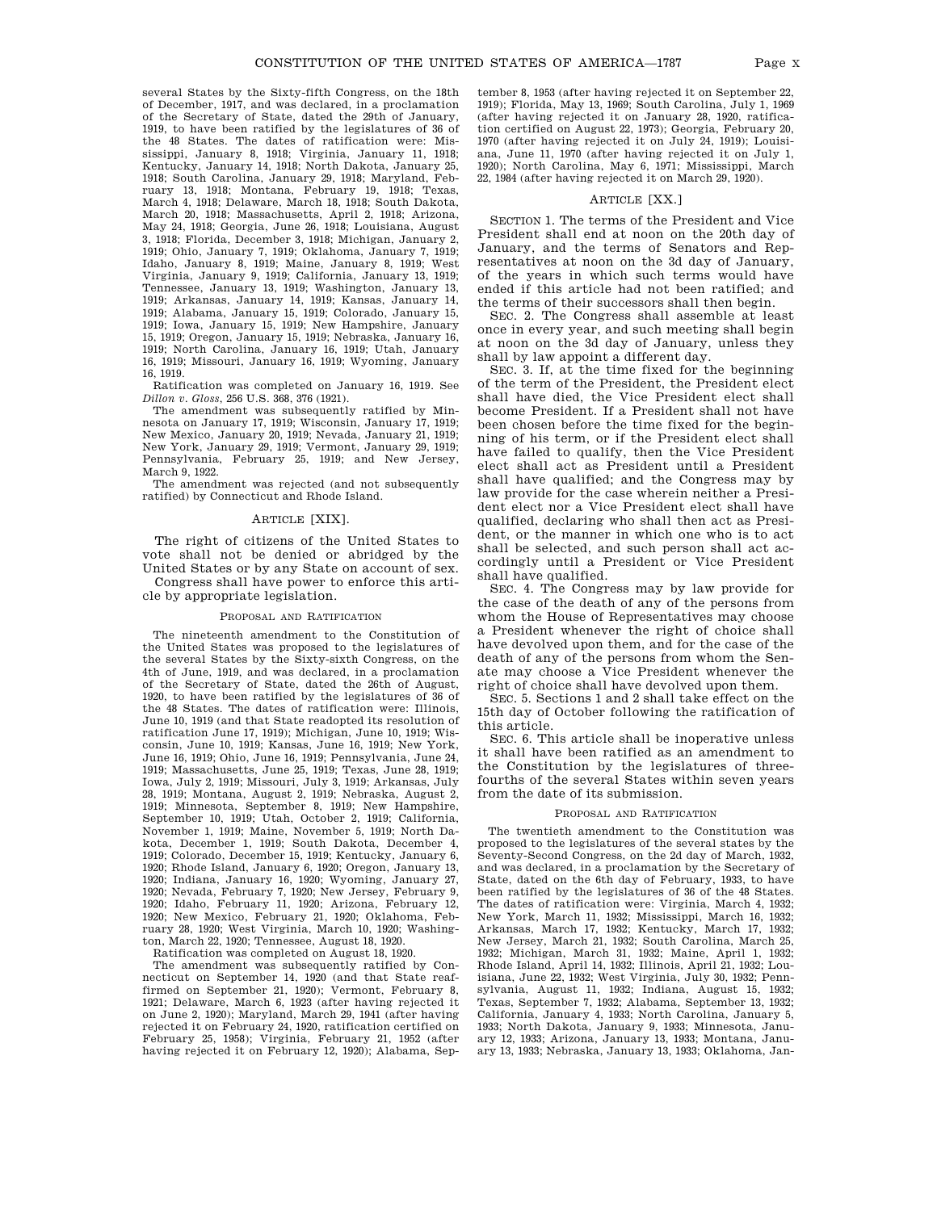several States by the Sixty-fifth Congress, on the 18th of December, 1917, and was declared, in a proclamation of the Secretary of State, dated the 29th of January, 1919, to have been ratified by the legislatures of 36 of the 48 States. The dates of ratification were: Mississippi, January 8, 1918; Virginia, January 11, 1918; Kentucky, January 14, 1918; North Dakota, January 25, 1918; South Carolina, January 29, 1918; Maryland, February 13, 1918; Montana, February 19, 1918; Texas, March 4, 1918; Delaware, March 18, 1918; South Dakota, March 20, 1918; Massachusetts, April 2, 1918; Arizona, May 24, 1918; Georgia, June 26, 1918; Louisiana, August 3, 1918; Florida, December 3, 1918; Michigan, January 2, 1919; Ohio, January 7, 1919; Oklahoma, January 7, 1919; Idaho, January 8, 1919; Maine, January 8, 1919; West Virginia, January 9, 1919; California, January 13, 1919; Tennessee, January 13, 1919; Washington, January 13, 1919; Arkansas, January 14, 1919; Kansas, January 14, 1919; Alabama, January 15, 1919; Colorado, January 15, 1919; Iowa, January 15, 1919; New Hampshire, January 15, 1919; Oregon, January 15, 1919; Nebraska, January 16, 1919; North Carolina, January 16, 1919; Utah, January 16, 1919; Missouri, January 16, 1919; Wyoming, January 16, 1919.

Ratification was completed on January 16, 1919. See *Dillon v. Gloss*, 256 U.S. 368, 376 (1921).

The amendment was subsequently ratified by Minnesota on January 17, 1919; Wisconsin, January 17, 1919; New Mexico, January 20, 1919; Nevada, January 21, 1919; New York, January 29, 1919; Vermont, January 29, 1919; Pennsylvania, February 25, 1919; and New Jersey, March 9, 1922.

The amendment was rejected (and not subsequently ratified) by Connecticut and Rhode Island.

## ARTICLE [XIX].

The right of citizens of the United States to vote shall not be denied or abridged by the United States or by any State on account of sex.

Congress shall have power to enforce this article by appropriate legislation.

### PROPOSAL AND RATIFICATION

The nineteenth amendment to the Constitution of the United States was proposed to the legislatures of the several States by the Sixty-sixth Congress, on the 4th of June, 1919, and was declared, in a proclamation of the Secretary of State, dated the 26th of August, 1920, to have been ratified by the legislatures of 36 of the 48 States. The dates of ratification were: Illinois, June 10, 1919 (and that State readopted its resolution of ratification June 17, 1919); Michigan, June 10, 1919; Wisconsin, June 10, 1919; Kansas, June 16, 1919; New York, June 16, 1919; Ohio, June 16, 1919; Pennsylvania, June 24, 1919; Massachusetts, June 25, 1919; Texas, June 28, 1919; Iowa, July 2, 1919; Missouri, July 3, 1919; Arkansas, July 28, 1919; Montana, August 2, 1919; Nebraska, August 2, 1919; Minnesota, September 8, 1919; New Hampshire, September 10, 1919; Utah, October 2, 1919; California, November 1, 1919; Maine, November 5, 1919; North Dakota, December 1, 1919; South Dakota, December 4, 1919; Colorado, December 15, 1919; Kentucky, January 6, 1920; Rhode Island, January 6, 1920; Oregon, January 13, 1920; Indiana, January 16, 1920; Wyoming, January 27, 1920; Nevada, February 7, 1920; New Jersey, February 9, 1920; Idaho, February 11, 1920; Arizona, February 12, 1920; New Mexico, February 21, 1920; Oklahoma, February 28, 1920; West Virginia, March 10, 1920; Washington, March 22, 1920; Tennessee, August 18, 1920.

Ratification was completed on August 18, 1920.

The amendment was subsequently ratified by Connecticut on September 14, 1920 (and that State reaffirmed on September 21, 1920); Vermont, February 8, 1921; Delaware, March 6, 1923 (after having rejected it on June 2, 1920); Maryland, March 29, 1941 (after having rejected it on February 24, 1920, ratification certified on February 25, 1958); Virginia, February 21, 1952 (after having rejected it on February 12, 1920); Alabama, September 8, 1953 (after having rejected it on September 22, 1919); Florida, May 13, 1969; South Carolina, July 1, 1969 (after having rejected it on January 28, 1920, ratification certified on August 22, 1973); Georgia, February 20, 1970 (after having rejected it on July 24, 1919); Louisiana, June 11, 1970 (after having rejected it on July 1, 1920); North Carolina, May 6, 1971; Mississippi, March 22, 1984 (after having rejected it on March 29, 1920).

## ARTICLE [XX.]

SECTION 1. The terms of the President and Vice President shall end at noon on the 20th day of January, and the terms of Senators and Representatives at noon on the 3d day of January, of the years in which such terms would have ended if this article had not been ratified; and the terms of their successors shall then begin.

SEC. 2. The Congress shall assemble at least once in every year, and such meeting shall begin at noon on the 3d day of January, unless they shall by law appoint a different day.

SEC. 3. If, at the time fixed for the beginning of the term of the President, the President elect shall have died, the Vice President elect shall become President. If a President shall not have been chosen before the time fixed for the beginning of his term, or if the President elect shall have failed to qualify, then the Vice President elect shall act as President until a President shall have qualified; and the Congress may by law provide for the case wherein neither a President elect nor a Vice President elect shall have qualified, declaring who shall then act as President, or the manner in which one who is to act shall be selected, and such person shall act accordingly until a President or Vice President shall have qualified.

SEC. 4. The Congress may by law provide for the case of the death of any of the persons from whom the House of Representatives may choose a President whenever the right of choice shall have devolved upon them, and for the case of the death of any of the persons from whom the Senate may choose a Vice President whenever the right of choice shall have devolved upon them.

SEC. 5. Sections 1 and 2 shall take effect on the 15th day of October following the ratification of this article.

SEC. 6. This article shall be inoperative unless it shall have been ratified as an amendment to the Constitution by the legislatures of three-fourths of the several States within seven years from the date of its submission.

### PROPOSAL AND RATIFICATION

The twentieth amendment to the Constitution was proposed to the legislatures of the several states by the Seventy-Second Congress, on the 2d day of March, 1932, and was declared, in a proclamation by the Secretary of State, dated on the 6th day of February, 1933, to have been ratified by the legislatures of 36 of the 48 States. The dates of ratification were: Virginia, March 4, 1932; New York, March 11, 1932; Mississippi, March 16, 1932; Arkansas, March 17, 1932; Kentucky, March 17, 1932; New Jersey, March 21, 1932; South Carolina, March 25, 1932; Michigan, March 31, 1932; Maine, April 1, 1932; Rhode Island, April 14, 1932; Illinois, April 21, 1932; Louisiana, June 22, 1932; West Virginia, July 30, 1932; Pennsylvania, August 11, 1932; Indiana, August 15, 1932; Texas, September 7, 1932; Alabama, September 13, 1932; California, January 4, 1933; North Carolina, January 5, 1933; North Dakota, January 9, 1933; Minnesota, January 12, 1933; Arizona, January 13, 1933; Montana, January 13, 1933; Nebraska, January 13, 1933; Oklahoma, Jan-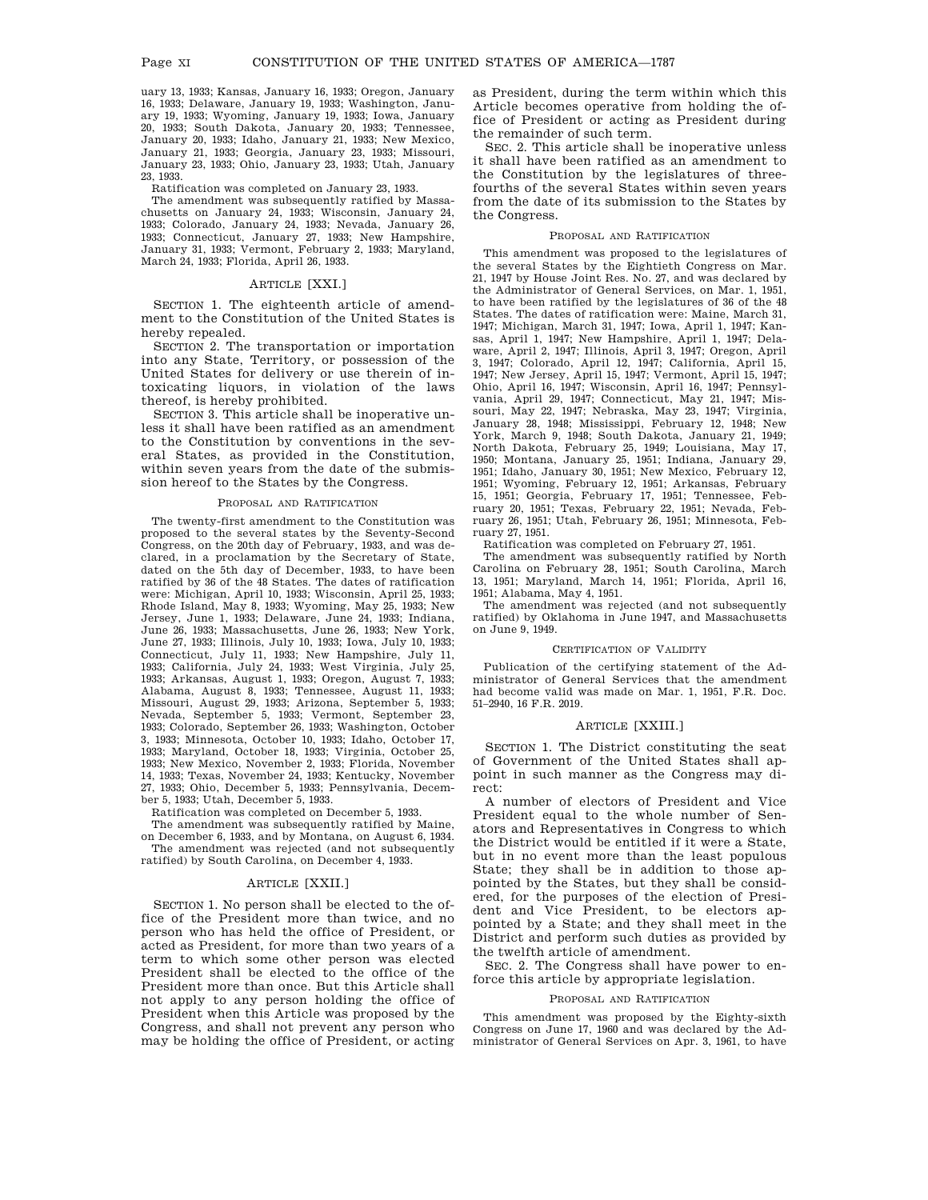uary 13, 1933; Kansas, January 16, 1933; Oregon, January 16, 1933; Delaware, January 19, 1933; Washington, January 19, 1933; Wyoming, January 19, 1933; Iowa, January 20, 1933; South Dakota, January 20, 1933; Tennessee, January 20, 1933; Idaho, January 21, 1933; New Mexico, January 21, 1933; Georgia, January 23, 1933; Missouri, January 23, 1933; Ohio, January 23, 1933; Utah, January 23, 1933.

Ratification was completed on January 23, 1933.

The amendment was subsequently ratified by Massachusetts on January 24, 1933; Wisconsin, January 24, 1933; Colorado, January 24, 1933; Nevada, January 26, 1933; Connecticut, January 27, 1933; New Hampshire, January 31, 1933; Vermont, February 2, 1933; Maryland, March 24, 1933; Florida, April 26, 1933.

## ARTICLE [XXI.]

SECTION 1. The eighteenth article of amendment to the Constitution of the United States is hereby repealed.

SECTION 2. The transportation or importation into any State, Territory, or possession of the United States for delivery or use therein of intoxicating liquors, in violation of the laws thereof, is hereby prohibited.

SECTION 3. This article shall be inoperative unless it shall have been ratified as an amendment to the Constitution by conventions in the several States, as provided in the Constitution, within seven years from the date of the submission hereof to the States by the Congress.

### PROPOSAL AND RATIFICATION

The twenty-first amendment to the Constitution was proposed to the several states by the Seventy-Second Congress, on the 20th day of February, 1933, and was declared, in a proclamation by the Secretary of State, dated on the 5th day of December, 1933, to have been ratified by 36 of the 48 States. The dates of ratification were: Michigan, April 10, 1933; Wisconsin, April 25, 1933; Rhode Island, May 8, 1933; Wyoming, May 25, 1933; New Jersey, June 1, 1933; Delaware, June 24, 1933; Indiana, June 26, 1933; Massachusetts, June 26, 1933; New York, June 27, 1933; Illinois, July 10, 1933; Iowa, July 10, 1933; Connecticut, July 11, 1933; New Hampshire, July 11, 1933; California, July 24, 1933; West Virginia, July 25, 1933; Arkansas, August 1, 1933; Oregon, August 7, 1933; Alabama, August 8, 1933; Tennessee, August 11, 1933; Missouri, August 29, 1933; Arizona, September 5, 1933; Nevada, September 5, 1933; Vermont, September 23, 1933; Colorado, September 26, 1933; Washington, October 3, 1933; Minnesota, October 10, 1933; Idaho, October 17, 1933; Maryland, October 18, 1933; Virginia, October 25, 1933; New Mexico, November 2, 1933; Florida, November 14, 1933; Texas, November 24, 1933; Kentucky, November 27, 1933; Ohio, December 5, 1933; Pennsylvania, December 5, 1933; Utah, December 5, 1933.

Ratification was completed on December 5, 1933.

The amendment was subsequently ratified by Maine, on December 6, 1933, and by Montana, on August 6, 1934.

The amendment was rejected (and not subsequently ratified) by South Carolina, on December 4, 1933.

## ARTICLE [XXII.]

SECTION 1. No person shall be elected to the office of the President more than twice, and no person who has held the office of President, or acted as President, for more than two years of a term to which some other person was elected President shall be elected to the office of the President more than once. But this Article shall not apply to any person holding the office of President when this Article was proposed by the Congress, and shall not prevent any person who may be holding the office of President, or acting as President, during the term within which this Article becomes operative from holding the office of President or acting as President during the remainder of such term.

SEC. 2. This article shall be inoperative unless it shall have been ratified as an amendment to the Constitution by the legislatures of three-fourths of the several States within seven years from the date of its submission to the States by the Congress.

### PROPOSAL AND RATIFICATION

This amendment was proposed to the legislatures of the several States by the Eightieth Congress on Mar. 21, 1947 by House Joint Res. No. 27, and was declared by the Administrator of General Services, on Mar. 1, 1951, to have been ratified by the legislatures of 36 of the 48 States. The dates of ratification were: Maine, March 31, 1947; Michigan, March 31, 1947; Iowa, April 1, 1947; Kansas, April 1, 1947; New Hampshire, April 1, 1947; Delaware, April 2, 1947; Illinois, April 3, 1947; Oregon, April 3, 1947; Colorado, April 12, 1947; California, April 15, 1947; New Jersey, April 15, 1947; Vermont, April 15, 1947; Ohio, April 16, 1947; Wisconsin, April 16, 1947; Pennsylvania, April 29, 1947; Connecticut, May 21, 1947; Missouri, May 22, 1947; Nebraska, May 23, 1947; Virginia, January 28, 1948; Mississippi, February 12, 1948; New York, March 9, 1948; South Dakota, January 21, 1949; North Dakota, February 25, 1949; Louisiana, May 17, 1950; Montana, January 25, 1951; Indiana, January 29, 1951; Idaho, January 30, 1951; New Mexico, February 12, 1951; Wyoming, February 12, 1951; Arkansas, February 15, 1951; Georgia, February 17, 1951; Tennessee, February 20, 1951; Texas, February 22, 1951; Nevada, February 26, 1951; Utah, February 26, 1951; Minnesota, February 27, 1951.

Ratification was completed on February 27, 1951.

The amendment was subsequently ratified by North Carolina on February 28, 1951; South Carolina, March 13, 1951; Maryland, March 14, 1951; Florida, April 16, 1951; Alabama, May 4, 1951.

The amendment was rejected (and not subsequently ratified) by Oklahoma in June 1947, and Massachusetts on June 9, 1949.

### CERTIFICATION OF VALIDITY

Publication of the certifying statement of the Administrator of General Services that the amendment had become valid was made on Mar. 1, 1951, F.R. Doc. 51–2940, 16 F.R. 2019.

## ARTICLE [XXIII.]

SECTION 1. The District constituting the seat of Government of the United States shall appoint in such manner as the Congress may direct:

A number of electors of President and Vice President equal to the whole number of Senators and Representatives in Congress to which the District would be entitled if it were a State, but in no event more than the least populous State; they shall be in addition to those appointed by the States, but they shall be considered, for the purposes of the election of President and Vice President, to be electors appointed by a State; and they shall meet in the District and perform such duties as provided by the twelfth article of amendment.

SEC. 2. The Congress shall have power to enforce this article by appropriate legislation.

### PROPOSAL AND RATIFICATION

This amendment was proposed by the Eighty-sixth Congress on June 17, 1960 and was declared by the Administrator of General Services on Apr. 3, 1961, to have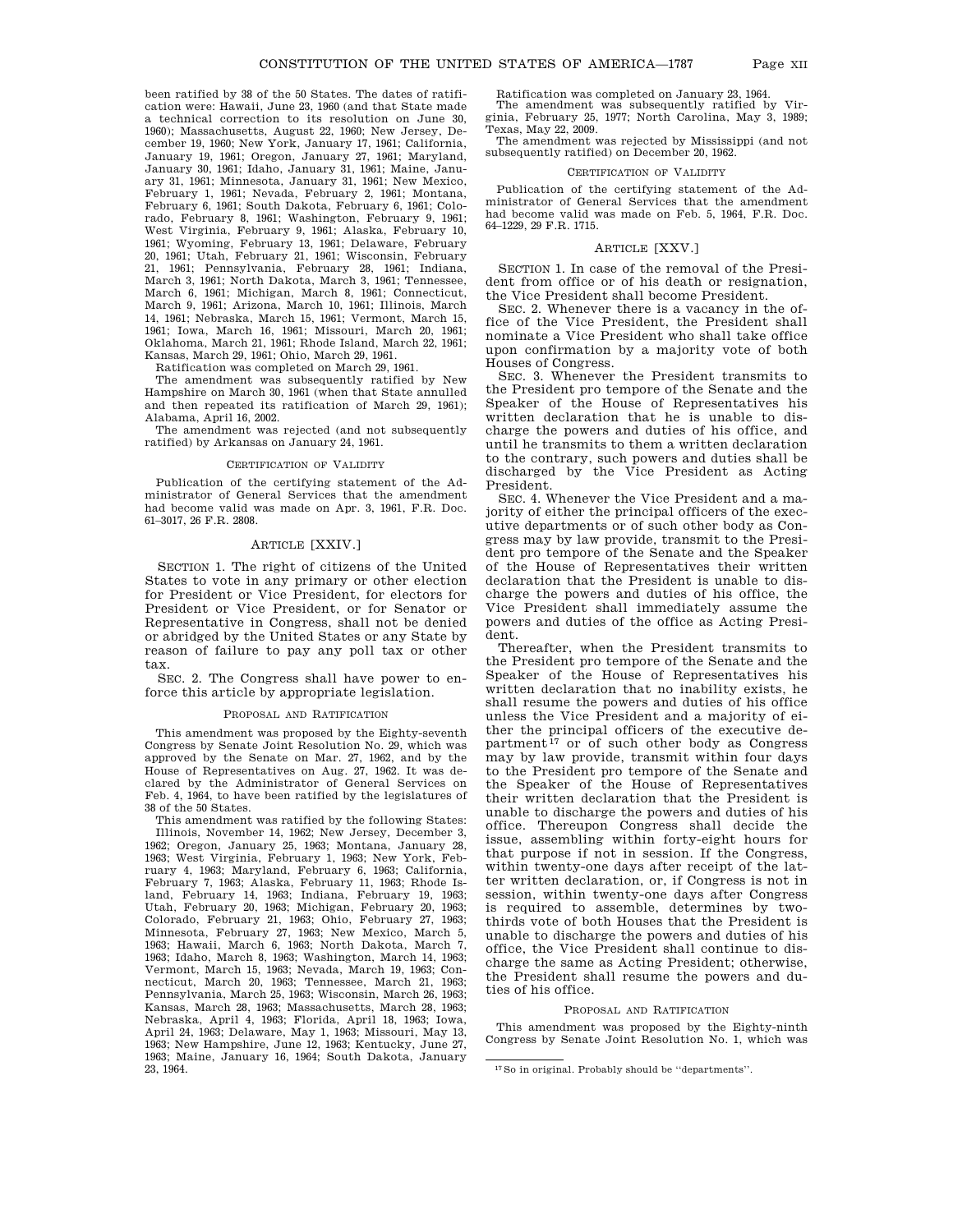been ratified by 38 of the 50 States. The dates of ratification were: Hawaii, June 23, 1960 (and that State made a technical correction to its resolution on June 30, 1960); Massachusetts, August 22, 1960; New Jersey, December 19, 1960; New York, January 17, 1961; California, January 19, 1961; Oregon, January 27, 1961; Maryland, January 30, 1961; Idaho, January 31, 1961; Maine, January 31, 1961; Minnesota, January 31, 1961; New Mexico, February 1, 1961; Nevada, February 2, 1961; Montana, February 6, 1961; South Dakota, February 6, 1961; Colorado, February 8, 1961; Washington, February 9, 1961; West Virginia, February 9, 1961; Alaska, February 10, 1961; Wyoming, February 13, 1961; Delaware, February 20, 1961; Utah, February 21, 1961; Wisconsin, February 21, 1961; Pennsylvania, February 28, 1961; Indiana, March 3, 1961; North Dakota, March 3, 1961; Tennessee, March 6, 1961; Michigan, March 8, 1961; Connecticut, March 9, 1961; Arizona, March 10, 1961; Illinois, March 14, 1961; Nebraska, March 15, 1961; Vermont, March 15, 1961; Iowa, March 16, 1961; Missouri, March 20, 1961; Oklahoma, March 21, 1961; Rhode Island, March 22, 1961; Kansas, March 29, 1961; Ohio, March 29, 1961.

Ratification was completed on March 29, 1961.

The amendment was subsequently ratified by New Hampshire on March 30, 1961 (when that State annulled and then repeated its ratification of March 29, 1961); Alabama, April 16, 2002.

The amendment was rejected (and not subsequently ratified) by Arkansas on January 24, 1961.

#### CERTIFICATION OF VALIDITY

Publication of the certifying statement of the Administrator of General Services that the amendment had become valid was made on Apr. 3, 1961, F.R. Doc. 61–3017, 26 F.R. 2808.

### ARTICLE [XXIV.]

SECTION 1. The right of citizens of the United States to vote in any primary or other election for President or Vice President, for electors for President or Vice President, or for Senator or Representative in Congress, shall not be denied or abridged by the United States or any State by reason of failure to pay any poll tax or other tax.

SEC. 2. The Congress shall have power to enforce this article by appropriate legislation.

#### PROPOSAL AND RATIFICATION

This amendment was proposed by the Eighty-seventh Congress by Senate Joint Resolution No. 29, which was approved by the Senate on Mar. 27, 1962, and by the House of Representatives on Aug. 27, 1962. It was declared by the Administrator of General Services on Feb. 4, 1964, to have been ratified by the legislatures of 38 of the 50 States.

This amendment was ratified by the following States: Illinois, November 14, 1962; New Jersey, December 3, 1962; Oregon, January 25, 1963; Montana, January 28, 1963; West Virginia, February 1, 1963; New York, February 4, 1963; Maryland, February 6, 1963; California, February 7, 1963; Alaska, February 11, 1963; Rhode Island, February 14, 1963; Indiana, February 19, 1963; Utah, February 20, 1963; Michigan, February 20, 1963; Colorado, February 21, 1963; Ohio, February 27, 1963; Minnesota, February 27, 1963; New Mexico, March 5, 1963; Hawaii, March 6, 1963; North Dakota, March 7, 1963; Idaho, March 8, 1963; Washington, March 14, 1963; Vermont, March 15, 1963; Nevada, March 19, 1963; Connecticut, March 20, 1963; Tennessee, March 21, 1963; Pennsylvania, March 25, 1963; Wisconsin, March 26, 1963; Kansas, March 28, 1963; Massachusetts, March 28, 1963; Nebraska, April 4, 1963; Florida, April 18, 1963; Iowa, April 24, 1963; Delaware, May 1, 1963; Missouri, May 13, 1963; New Hampshire, June 12, 1963; Kentucky, June 27, 1963; Maine, January 16, 1964; South Dakota, January 23, 1964.

Ratification was completed on January 23, 1964.

The amendment was subsequently ratified by Virginia, February 25, 1977; North Carolina, May 3, 1989; Texas, May 22, 2009.

The amendment was rejected by Mississippi (and not subsequently ratified) on December 20, 1962.

#### CERTIFICATION OF VALIDITY

Publication of the certifying statement of the Administrator of General Services that the amendment had become valid was made on Feb. 5, 1964, F.R. Doc. 64–1229, 29 F.R. 1715.

### ARTICLE [XXV.]

SECTION 1. In case of the removal of the President from office or of his death or resignation, the Vice President shall become President.

SEC. 2. Whenever there is a vacancy in the office of the Vice President, the President shall nominate a Vice President who shall take office upon confirmation by a majority vote of both Houses of Congress.

SEC. 3. Whenever the President transmits to the President pro tempore of the Senate and the Speaker of the House of Representatives his written declaration that he is unable to discharge the powers and duties of his office, and until he transmits to them a written declaration to the contrary, such powers and duties shall be discharged by the Vice President as Acting President.

SEC. 4. Whenever the Vice President and a majority of either the principal officers of the executive departments or of such other body as Congress may by law provide, transmit to the President pro tempore of the Senate and the Speaker of the House of Representatives their written declaration that the President is unable to discharge the powers and duties of his office, the Vice President shall immediately assume the powers and duties of the office as Acting President.

Thereafter, when the President transmits to the President pro tempore of the Senate and the Speaker of the House of Representatives his written declaration that no inability exists, he shall resume the powers and duties of his office unless the Vice President and a majority of either the principal officers of the executive department[17] or of such other body as Congress may by law provide, transmit within four days to the President pro tempore of the Senate and the Speaker of the House of Representatives their written declaration that the President is unable to discharge the powers and duties of his office. Thereupon Congress shall decide the issue, assembling within forty-eight hours for that purpose if not in session. If the Congress, within twenty-one days after receipt of the latter written declaration, or, if Congress is not in session, within twenty-one days after Congress is required to assemble, determines by two-thirds vote of both Houses that the President is unable to discharge the powers and duties of his office, the Vice President shall continue to discharge the same as Acting President; otherwise, the President shall resume the powers and duties of his office.

#### PROPOSAL AND RATIFICATION

This amendment was proposed by the Eighty-ninth Congress by Senate Joint Resolution No. 1, which was

[17] So in original. Probably should be ''departments''.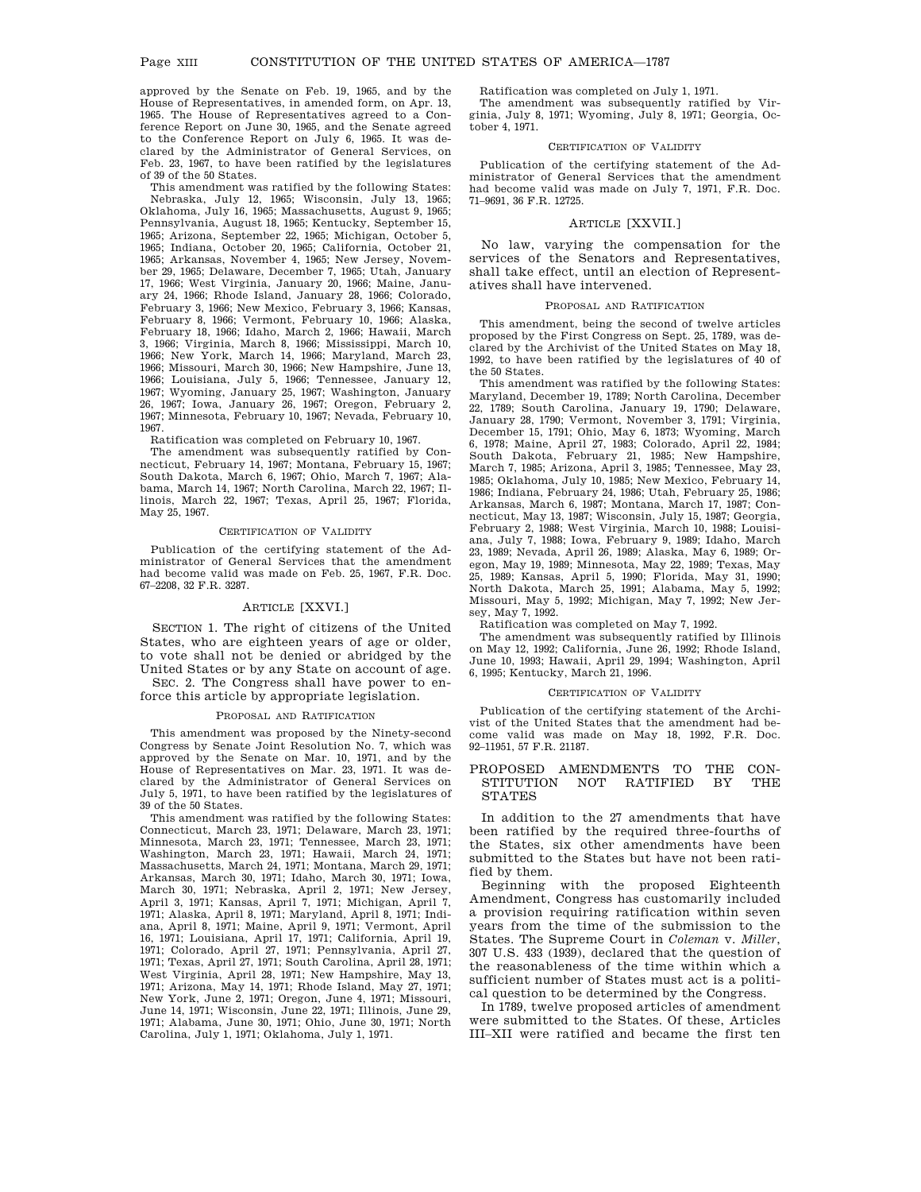approved by the Senate on Feb. 19, 1965, and by the House of Representatives, in amended form, on Apr. 13, 1965. The House of Representatives agreed to a Conference Report on June 30, 1965, and the Senate agreed to the Conference Report on July 6, 1965. It was declared by the Administrator of General Services, on Feb. 23, 1967, to have been ratified by the legislatures of 39 of the 50 States.

This amendment was ratified by the following States: Nebraska, July 12, 1965; Wisconsin, July 13, 1965; Oklahoma, July 16, 1965; Massachusetts, August 9, 1965; Pennsylvania, August 18, 1965; Kentucky, September 15, 1965; Arizona, September 22, 1965; Michigan, October 5, 1965; Indiana, October 20, 1965; California, October 21, 1965; Arkansas, November 4, 1965; New Jersey, November 29, 1965; Delaware, December 7, 1965; Utah, January 17, 1966; West Virginia, January 20, 1966; Maine, January 24, 1966; Rhode Island, January 28, 1966; Colorado, February 3, 1966; New Mexico, February 3, 1966; Kansas, February 8, 1966; Vermont, February 10, 1966; Alaska, February 18, 1966; Idaho, March 2, 1966; Hawaii, March 3, 1966; Virginia, March 8, 1966; Mississippi, March 10, 1966; New York, March 14, 1966; Maryland, March 23, 1966; Missouri, March 30, 1966; New Hampshire, June 13, 1966; Louisiana, July 5, 1966; Tennessee, January 12, 1967; Wyoming, January 25, 1967; Washington, January 26, 1967; Iowa, January 26, 1967; Oregon, February 2, 1967; Minnesota, February 10, 1967; Nevada, February 10, 1967.

Ratification was completed on February 10, 1967.

The amendment was subsequently ratified by Connecticut, February 14, 1967; Montana, February 15, 1967; South Dakota, March 6, 1967; Ohio, March 7, 1967; Alabama, March 14, 1967; North Carolina, March 22, 1967; Illinois, March 22, 1967; Texas, April 25, 1967; Florida, May 25, 1967.

#### CERTIFICATION OF VALIDITY

Publication of the certifying statement of the Administrator of General Services that the amendment had become valid was made on Feb. 25, 1967, F.R. Doc. 67–2208, 32 F.R. 3287.

### ARTICLE [XXVI.]

SECTION 1. The right of citizens of the United States, who are eighteen years of age or older, to vote shall not be denied or abridged by the United States or by any State on account of age.

SEC. 2. The Congress shall have power to enforce this article by appropriate legislation.

#### PROPOSAL AND RATIFICATION

This amendment was proposed by the Ninety-second Congress by Senate Joint Resolution No. 7, which was approved by the Senate on Mar. 10, 1971, and by the House of Representatives on Mar. 23, 1971. It was declared by the Administrator of General Services on July 5, 1971, to have been ratified by the legislatures of 39 of the 50 States.

This amendment was ratified by the following States: Connecticut, March 23, 1971; Delaware, March 23, 1971; Minnesota, March 23, 1971; Tennessee, March 23, 1971; Washington, March 23, 1971; Hawaii, March 24, 1971; Massachusetts, March 24, 1971; Montana, March 29, 1971; Arkansas, March 30, 1971; Idaho, March 30, 1971; Iowa, March 30, 1971; Nebraska, April 2, 1971; New Jersey, April 3, 1971; Kansas, April 7, 1971; Michigan, April 7, 1971; Alaska, April 8, 1971; Maryland, April 8, 1971; Indiana, April 8, 1971; Maine, April 9, 1971; Vermont, April 16, 1971; Louisiana, April 17, 1971; California, April 19, 1971; Colorado, April 27, 1971; Pennsylvania, April 27, 1971; Texas, April 27, 1971; South Carolina, April 28, 1971; West Virginia, April 28, 1971; New Hampshire, May 13, 1971; Arizona, May 14, 1971; Rhode Island, May 27, 1971; New York, June 2, 1971; Oregon, June 4, 1971; Missouri, June 14, 1971; Wisconsin, June 22, 1971; Illinois, June 29, 1971; Alabama, June 30, 1971; Ohio, June 30, 1971; North Carolina, July 1, 1971; Oklahoma, July 1, 1971.

Ratification was completed on July 1, 1971.

The amendment was subsequently ratified by Virginia, July 8, 1971; Wyoming, July 8, 1971; Georgia, October 4, 1971.

#### CERTIFICATION OF VALIDITY

Publication of the certifying statement of the Administrator of General Services that the amendment had become valid was made on July 7, 1971, F.R. Doc. 71–9691, 36 F.R. 12725.

### ARTICLE [XXVII.]

No law, varying the compensation for the services of the Senators and Representatives, shall take effect, until an election of Representatives shall have intervened.

#### PROPOSAL AND RATIFICATION

This amendment, being the second of twelve articles proposed by the First Congress on Sept. 25, 1789, was declared by the Archivist of the United States on May 18, 1992, to have been ratified by the legislatures of 40 of the 50 States.

This amendment was ratified by the following States: Maryland, December 19, 1789; North Carolina, December 22, 1789; South Carolina, January 19, 1790; Delaware, January 28, 1790; Vermont, November 3, 1791; Virginia, December 15, 1791; Ohio, May 6, 1873; Wyoming, March 6, 1978; Maine, April 27, 1983; Colorado, April 22, 1984; South Dakota, February 21, 1985; New Hampshire, March 7, 1985; Arizona, April 3, 1985; Tennessee, May 23, 1985; Oklahoma, July 10, 1985; New Mexico, February 14, 1986; Indiana, February 24, 1986; Utah, February 25, 1986; Arkansas, March 6, 1987; Montana, March 17, 1987; Connecticut, May 13, 1987; Wisconsin, July 15, 1987; Georgia, February 2, 1988; West Virginia, March 10, 1988; Louisiana, July 7, 1988; Iowa, February 9, 1989; Idaho, March 23, 1989; Nevada, April 26, 1989; Alaska, May 6, 1989; Oregon, May 19, 1989; Minnesota, May 22, 1989; Texas, May 25, 1989; Kansas, April 5, 1990; Florida, May 31, 1990; North Dakota, March 25, 1991; Alabama, May 5, 1992; Missouri, May 5, 1992; Michigan, May 7, 1992; New Jersey, May 7, 1992.

Ratification was completed on May 7, 1992.

The amendment was subsequently ratified by Illinois on May 12, 1992; California, June 26, 1992; Rhode Island, June 10, 1993; Hawaii, April 29, 1994; Washington, April 6, 1995; Kentucky, March 21, 1996.

#### CERTIFICATION OF VALIDITY

Publication of the certifying statement of the Archivist of the United States that the amendment had become valid was made on May 18, 1992, F.R. Doc. 92–11951, 57 F.R. 21187.

## PROPOSED AMENDMENTS TO THE CONSTITUTION NOT RATIFIED BY THE STATES

In addition to the 27 amendments that have been ratified by the required three-fourths of the States, six other amendments have been submitted to the States but have not been ratified by them.

Beginning with the proposed Eighteenth Amendment, Congress has customarily included a provision requiring ratification within seven years from the time of the submission to the States. The Supreme Court in *Coleman* v. *Miller*, 307 U.S. 433 (1939), declared that the question of the reasonableness of the time within which a sufficient number of States must act is a political question to be determined by the Congress.

In 1789, twelve proposed articles of amendment were submitted to the States. Of these, Articles III–XII were ratified and became the first ten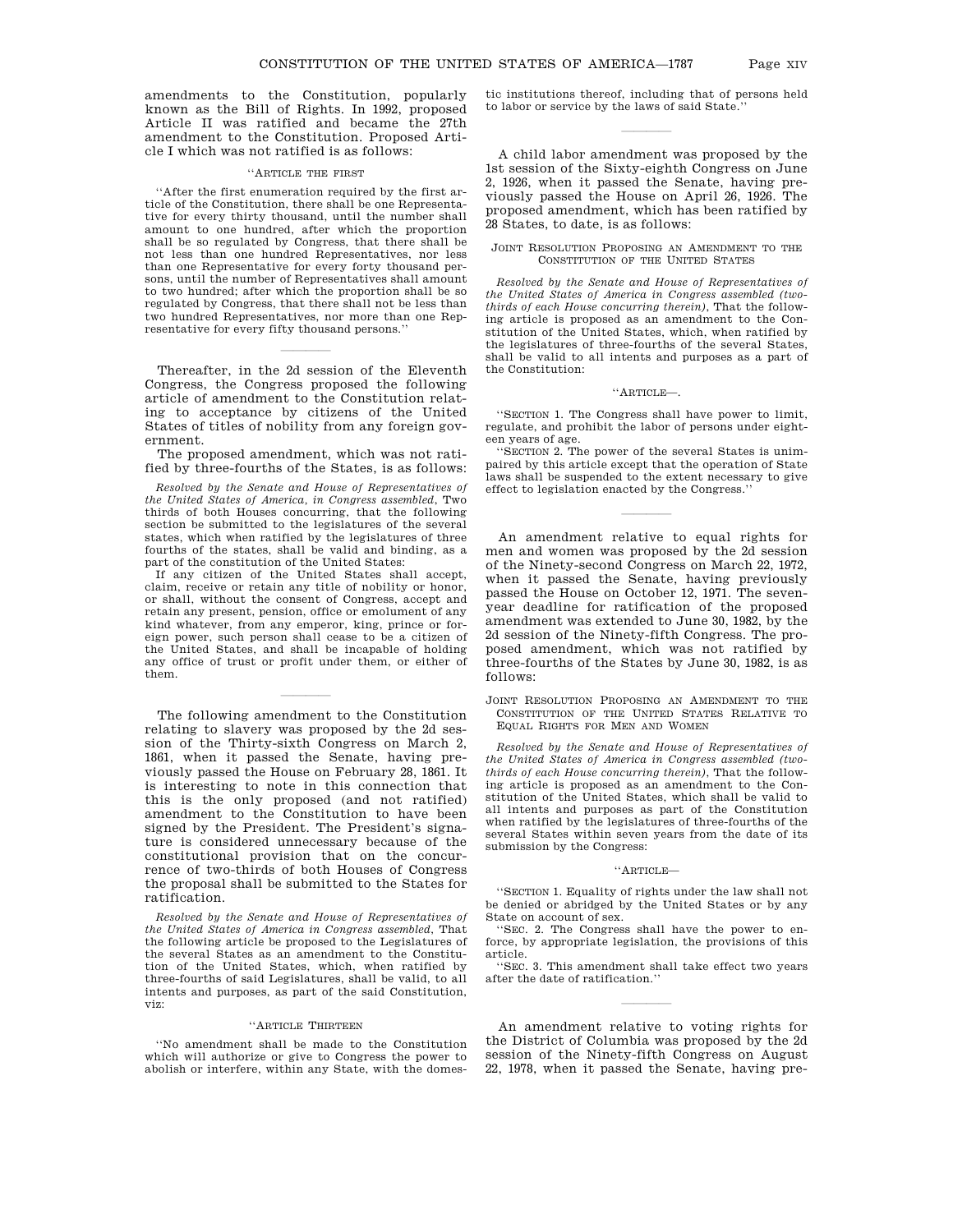amendments to the Constitution, popularly known as the Bill of Rights. In 1992, proposed Article II was ratified and became the 27th amendment to the Constitution. Proposed Article I which was not ratified is as follows:

''ARTICLE THE FIRST

''After the first enumeration required by the first article of the Constitution, there shall be one Representative for every thirty thousand, until the number shall amount to one hundred, after which the proportion shall be so regulated by Congress, that there shall be not less than one hundred Representatives, nor less than one Representative for every forty thousand persons, until the number of Representatives shall amount to two hundred; after which the proportion shall be so regulated by Congress, that there shall not be less than two hundred Representatives, nor more than one Representative for every fifty thousand persons.''

---

Thereafter, in the 2d session of the Eleventh Congress, the Congress proposed the following article of amendment to the Constitution relating to acceptance by citizens of the United States of titles of nobility from any foreign government.

The proposed amendment, which was not ratified by three-fourths of the States, is as follows:

*Resolved by the Senate and House of Representatives of the United States of America, in Congress assembled*, Two thirds of both Houses concurring, that the following section be submitted to the legislatures of the several states, which when ratified by the legislatures of three fourths of the states, shall be valid and binding, as a part of the constitution of the United States:

If any citizen of the United States shall accept, claim, receive or retain any title of nobility or honor, or shall, without the consent of Congress, accept and retain any present, pension, office or emolument of any kind whatever, from any emperor, king, prince or foreign power, such person shall cease to be a citizen of the United States, and shall be incapable of holding any office of trust or profit under them, or either of them.

---

The following amendment to the Constitution relating to slavery was proposed by the 2d session of the Thirty-sixth Congress on March 2, 1861, when it passed the Senate, having previously passed the House on February 28, 1861. It is interesting to note in this connection that this is the only proposed (and not ratified) amendment to the Constitution to have been signed by the President. The President's signature is considered unnecessary because of the constitutional provision that on the concurrence of two-thirds of both Houses of Congress the proposal shall be submitted to the States for ratification.

*Resolved by the Senate and House of Representatives of the United States of America in Congress assembled*, That the following article be proposed to the Legislatures of the several States as an amendment to the Constitution of the United States, which, when ratified by three-fourths of said Legislatures, shall be valid, to all intents and purposes, as part of the said Constitution, viz:

''ARTICLE THIRTEEN

''No amendment shall be made to the Constitution which will authorize or give to Congress the power to abolish or interfere, within any State, with the domestic institutions thereof, including that of persons held to labor or service by the laws of said State.''

---

A child labor amendment was proposed by the 1st session of the Sixty-eighth Congress on June 2, 1926, when it passed the Senate, having previously passed the House on April 26, 1926. The proposed amendment, which has been ratified by 28 States, to date, is as follows:

JOINT RESOLUTION PROPOSING AN AMENDMENT TO THE CONSTITUTION OF THE UNITED STATES

*Resolved by the Senate and House of Representatives of the United States of America in Congress assembled (two-thirds of each House concurring therein)*, That the following article is proposed as an amendment to the Constitution of the United States, which, when ratified by the legislatures of three-fourths of the several States, shall be valid to all intents and purposes as a part of the Constitution:

''ARTICLE—.

''SECTION 1. The Congress shall have power to limit, regulate, and prohibit the labor of persons under eighteen years of age.

''SECTION 2. The power of the several States is unimpaired by this article except that the operation of State laws shall be suspended to the extent necessary to give effect to legislation enacted by the Congress.''

---

An amendment relative to equal rights for men and women was proposed by the 2d session of the Ninety-second Congress on March 22, 1972, when it passed the Senate, having previously passed the House on October 12, 1971. The seven-year deadline for ratification of the proposed amendment was extended to June 30, 1982, by the 2d session of the Ninety-fifth Congress. The proposed amendment, which was not ratified by three-fourths of the States by June 30, 1982, is as follows:

JOINT RESOLUTION PROPOSING AN AMENDMENT TO THE CONSTITUTION OF THE UNITED STATES RELATIVE TO EQUAL RIGHTS FOR MEN AND WOMEN

*Resolved by the Senate and House of Representatives of the United States of America in Congress assembled (two-thirds of each House concurring therein)*, That the following article is proposed as an amendment to the Constitution of the United States, which shall be valid to all intents and purposes as part of the Constitution when ratified by the legislatures of three-fourths of the several States within seven years from the date of its submission by the Congress:

''ARTICLE—

''SECTION 1. Equality of rights under the law shall not be denied or abridged by the United States or by any State on account of sex.

''SEC. 2. The Congress shall have the power to enforce, by appropriate legislation, the provisions of this article.

''SEC. 3. This amendment shall take effect two years after the date of ratification.''

---

An amendment relative to voting rights for the District of Columbia was proposed by the 2d session of the Ninety-fifth Congress on August 22, 1978, when it passed the Senate, having pre-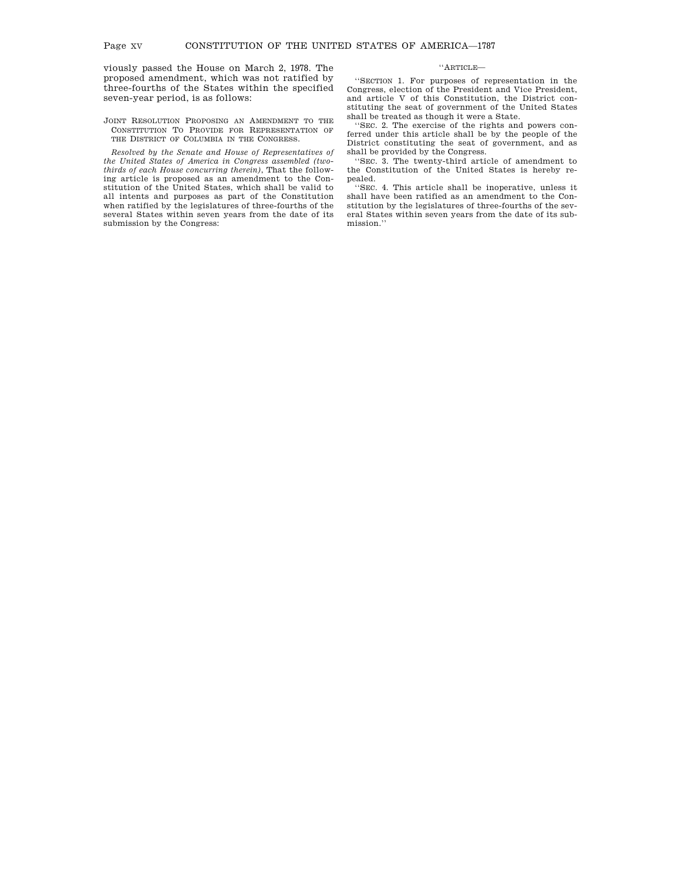viously passed the House on March 2, 1978. The proposed amendment, which was not ratified by three-fourths of the States within the specified seven-year period, is as follows:

JOINT RESOLUTION PROPOSING AN AMENDMENT TO THE CONSTITUTION TO PROVIDE FOR REPRESENTATION OF THE DISTRICT OF COLUMBIA IN THE CONGRESS.

*Resolved by the Senate and House of Representatives of the United States of America in Congress assembled (two-thirds of each House concurring therein)*, That the following article is proposed as an amendment to the Constitution of the United States, which shall be valid to all intents and purposes as part of the Constitution when ratified by the legislatures of three-fourths of the several States within seven years from the date of its submission by the Congress:

''ARTICLE—

''SECTION 1. For purposes of representation in the Congress, election of the President and Vice President, and article V of this Constitution, the District constituting the seat of government of the United States shall be treated as though it were a State.

''SEC. 2. The exercise of the rights and powers conferred under this article shall be by the people of the District constituting the seat of government, and as shall be provided by the Congress.

''SEC. 3. The twenty-third article of amendment to the Constitution of the United States is hereby repealed.

''SEC. 4. This article shall be inoperative, unless it shall have been ratified as an amendment to the Constitution by the legislatures of three-fourths of the several States within seven years from the date of its submission.''